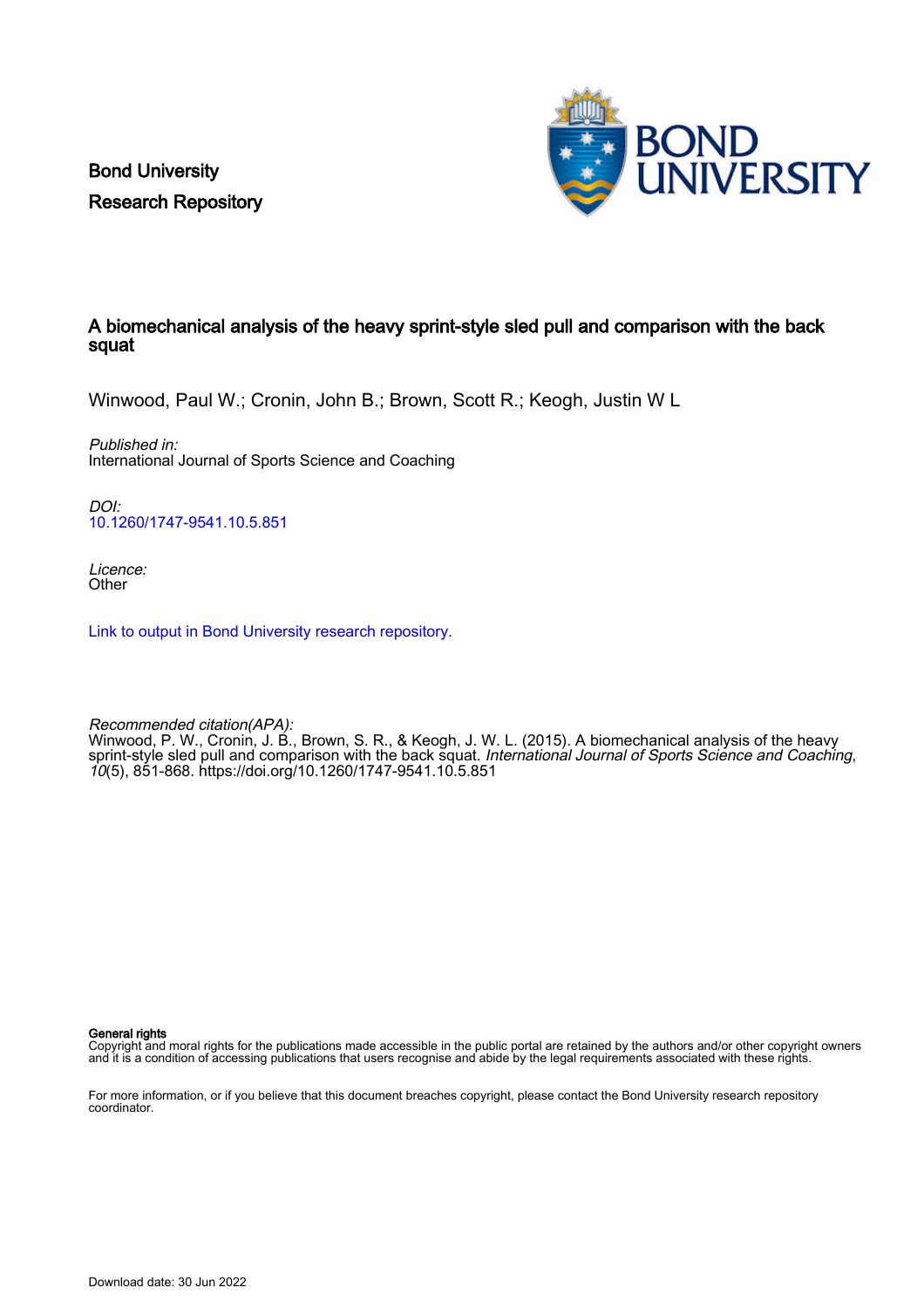Bond University
Research Repository

# A biomechanical analysis of the heavy sprint-style sled pull and comparison with the back squat

Winwood, Paul W.; Cronin, John B.; Brown, Scott R.; Keogh, Justin W L

*Published in:*
International Journal of Sports Science and Coaching

*DOI:*
10.1260/1747-9541.10.5.851

*Licence:*
Other

Link to output in Bond University research repository.

*Recommended citation(APA):*
Winwood, P. W., Cronin, J. B., Brown, S. R., & Keogh, J. W. L. (2015). A biomechanical analysis of the heavy sprint-style sled pull and comparison with the back squat. *International Journal of Sports Science and Coaching*, *10*(5), 851-868. https://doi.org/10.1260/1747-9541.10.5.851

**General rights**
Copyright and moral rights for the publications made accessible in the public portal are retained by the authors and/or other copyright owners and it is a condition of accessing publications that users recognise and abide by the legal requirements associated with these rights.

For more information, or if you believe that this document breaches copyright, please contact the Bond University research repository coordinator.

Download date: 30 Jun 2022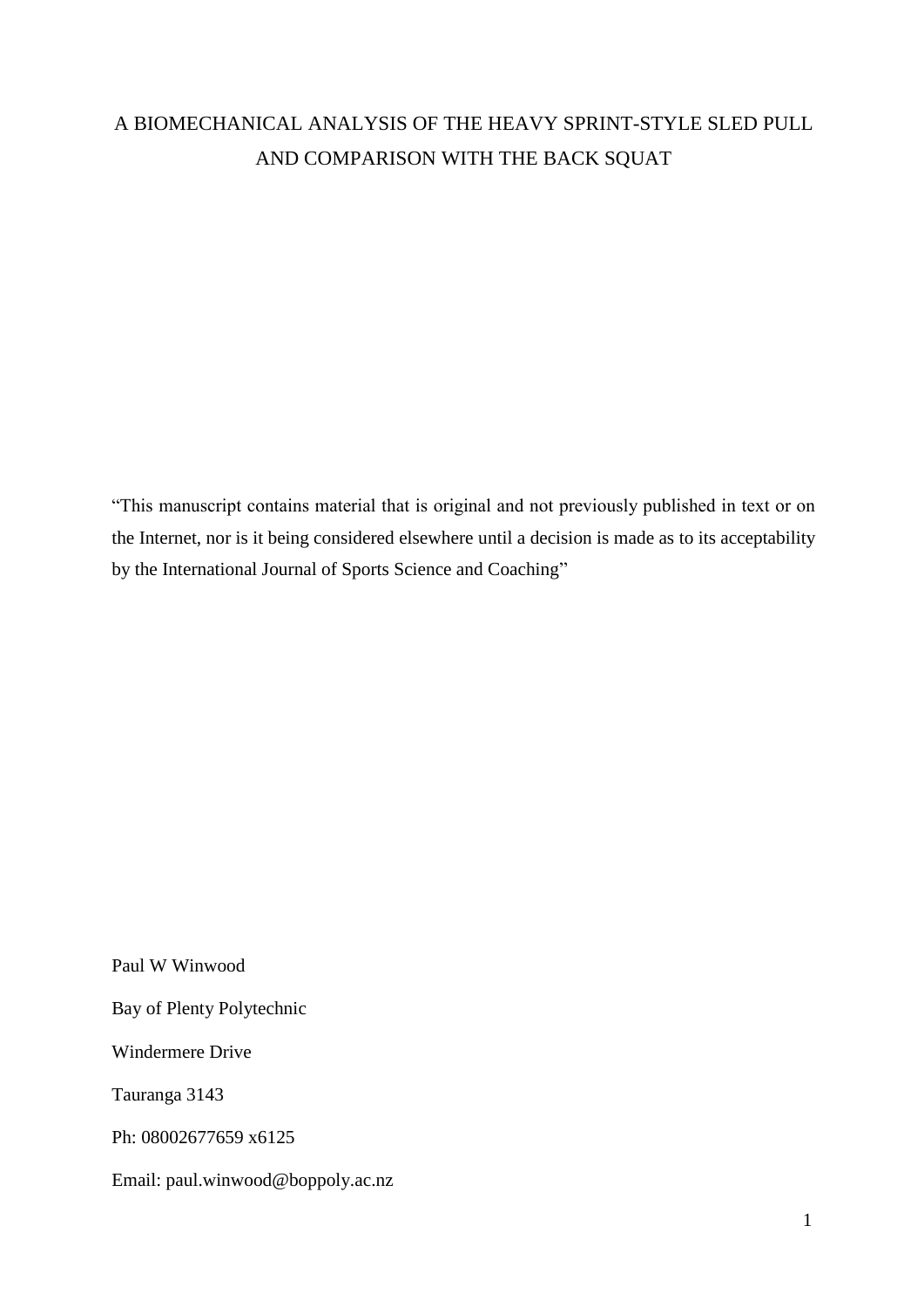# A BIOMECHANICAL ANALYSIS OF THE HEAVY SPRINT-STYLE SLED PULL AND COMPARISON WITH THE BACK SQUAT

"This manuscript contains material that is original and not previously published in text or on the Internet, nor is it being considered elsewhere until a decision is made as to its acceptability by the International Journal of Sports Science and Coaching"

Paul W Winwood

Bay of Plenty Polytechnic

Windermere Drive

Tauranga 3143

Ph: 08002677659 x6125

Email: paul.winwood@boppoly.ac.nz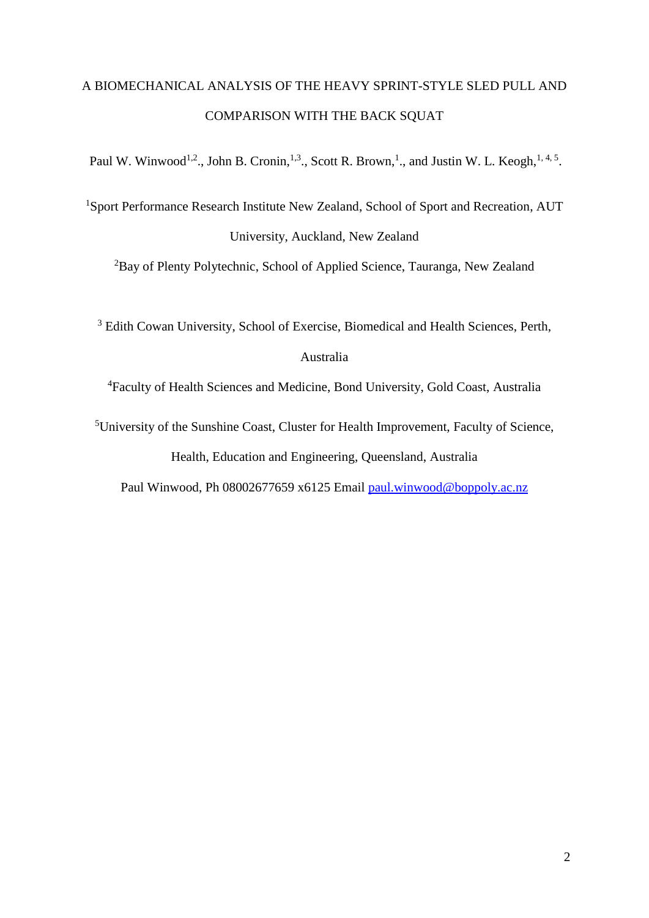# A BIOMECHANICAL ANALYSIS OF THE HEAVY SPRINT-STYLE SLED PULL AND COMPARISON WITH THE BACK SQUAT

Paul W. Winwood[1,2]., John B. Cronin,[1,3]., Scott R. Brown,[1]., and Justin W. L. Keogh,[1, 4, 5].

[1]Sport Performance Research Institute New Zealand, School of Sport and Recreation, AUT University, Auckland, New Zealand

[2]Bay of Plenty Polytechnic, School of Applied Science, Tauranga, New Zealand

[3] Edith Cowan University, School of Exercise, Biomedical and Health Sciences, Perth, Australia

[4]Faculty of Health Sciences and Medicine, Bond University, Gold Coast, Australia

[5]University of the Sunshine Coast, Cluster for Health Improvement, Faculty of Science, Health, Education and Engineering, Queensland, Australia

Paul Winwood, Ph 08002677659 x6125 Email paul.winwood@boppoly.ac.nz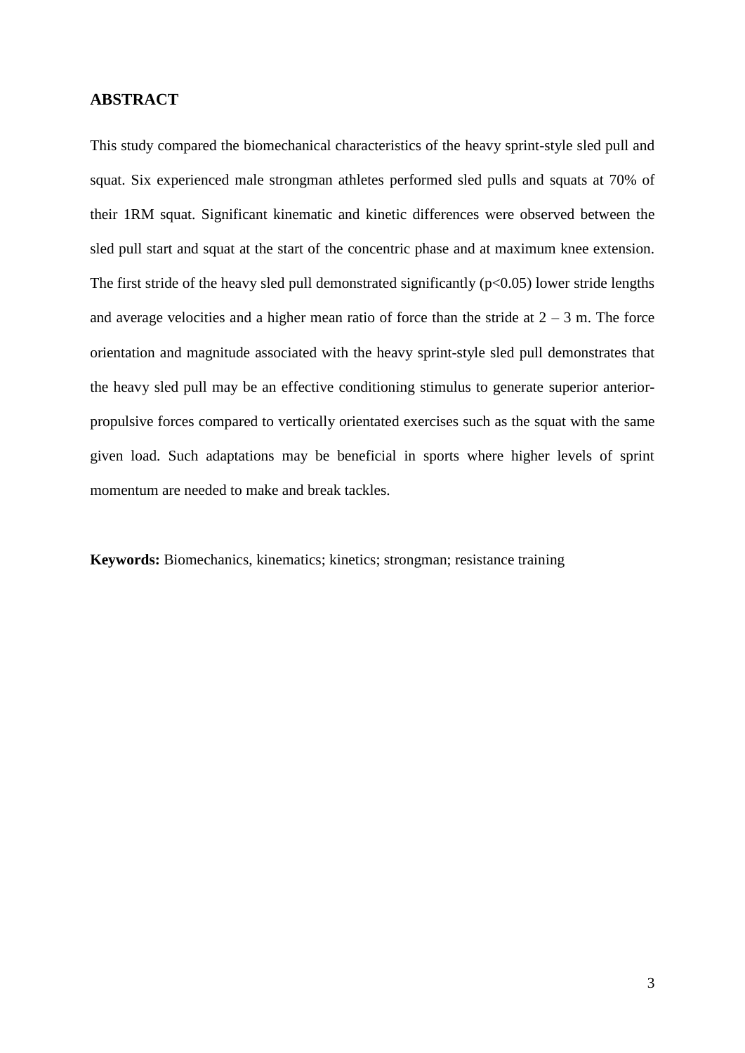## ABSTRACT

This study compared the biomechanical characteristics of the heavy sprint-style sled pull and squat. Six experienced male strongman athletes performed sled pulls and squats at 70% of their 1RM squat. Significant kinematic and kinetic differences were observed between the sled pull start and squat at the start of the concentric phase and at maximum knee extension. The first stride of the heavy sled pull demonstrated significantly ($p<0.05$) lower stride lengths and average velocities and a higher mean ratio of force than the stride at 2 – 3 m. The force orientation and magnitude associated with the heavy sprint-style sled pull demonstrates that the heavy sled pull may be an effective conditioning stimulus to generate superior anterior-propulsive forces compared to vertically orientated exercises such as the squat with the same given load. Such adaptations may be beneficial in sports where higher levels of sprint momentum are needed to make and break tackles.

**Keywords:** Biomechanics, kinematics; kinetics; strongman; resistance training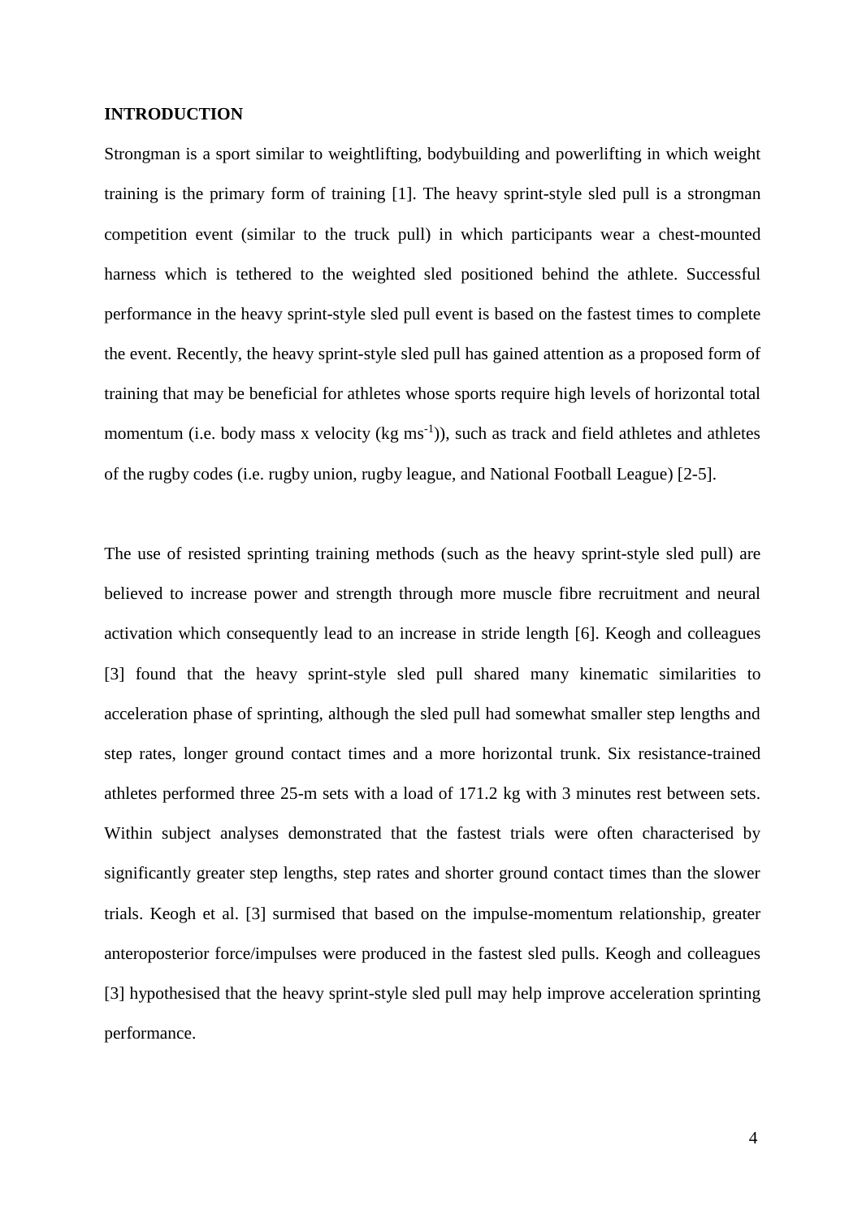## INTRODUCTION

Strongman is a sport similar to weightlifting, bodybuilding and powerlifting in which weight training is the primary form of training [1]. The heavy sprint-style sled pull is a strongman competition event (similar to the truck pull) in which participants wear a chest-mounted harness which is tethered to the weighted sled positioned behind the athlete. Successful performance in the heavy sprint-style sled pull event is based on the fastest times to complete the event. Recently, the heavy sprint-style sled pull has gained attention as a proposed form of training that may be beneficial for athletes whose sports require high levels of horizontal total momentum (i.e. body mass x velocity (kg ms$^{-1}$)), such as track and field athletes and athletes of the rugby codes (i.e. rugby union, rugby league, and National Football League) [2-5].

The use of resisted sprinting training methods (such as the heavy sprint-style sled pull) are believed to increase power and strength through more muscle fibre recruitment and neural activation which consequently lead to an increase in stride length [6]. Keogh and colleagues [3] found that the heavy sprint-style sled pull shared many kinematic similarities to acceleration phase of sprinting, although the sled pull had somewhat smaller step lengths and step rates, longer ground contact times and a more horizontal trunk. Six resistance-trained athletes performed three 25-m sets with a load of 171.2 kg with 3 minutes rest between sets. Within subject analyses demonstrated that the fastest trials were often characterised by significantly greater step lengths, step rates and shorter ground contact times than the slower trials. Keogh et al. [3] surmised that based on the impulse-momentum relationship, greater anteroposterior force/impulses were produced in the fastest sled pulls. Keogh and colleagues [3] hypothesised that the heavy sprint-style sled pull may help improve acceleration sprinting performance.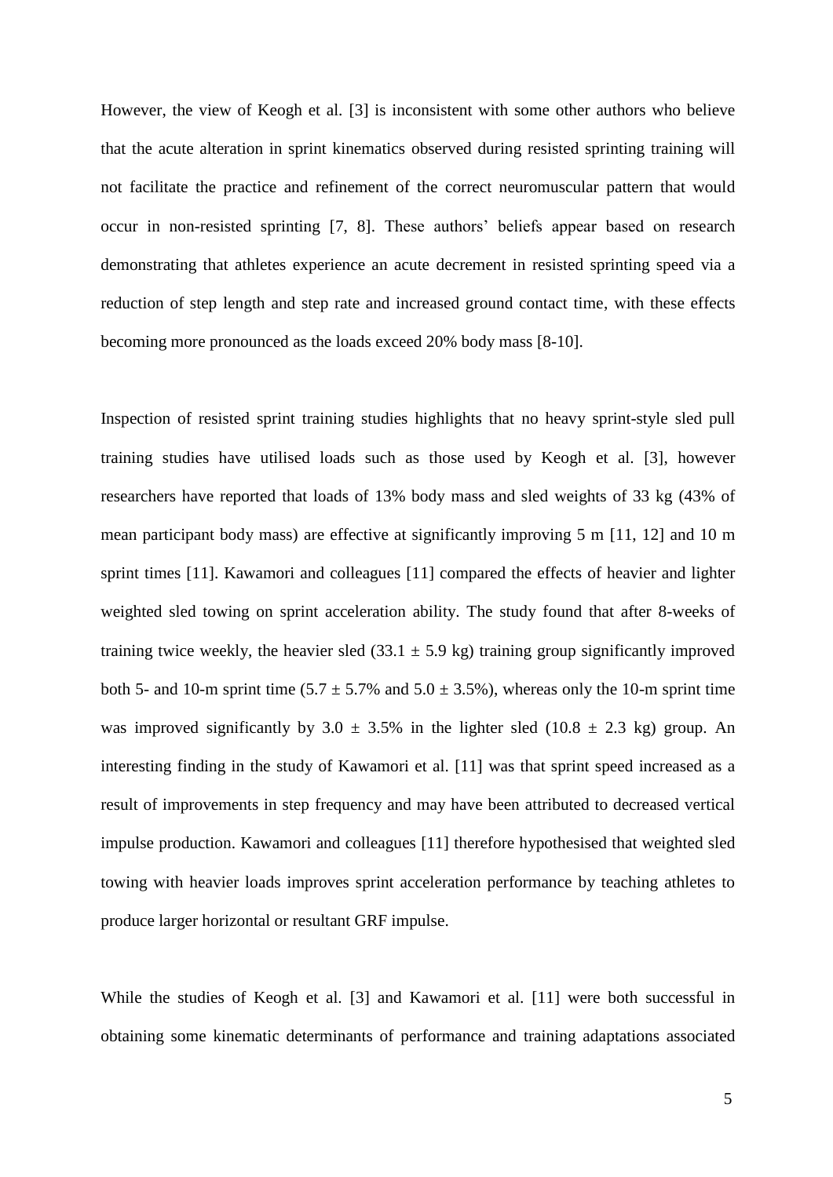However, the view of Keogh et al. [3] is inconsistent with some other authors who believe that the acute alteration in sprint kinematics observed during resisted sprinting training will not facilitate the practice and refinement of the correct neuromuscular pattern that would occur in non-resisted sprinting [7, 8]. These authors' beliefs appear based on research demonstrating that athletes experience an acute decrement in resisted sprinting speed via a reduction of step length and step rate and increased ground contact time, with these effects becoming more pronounced as the loads exceed 20% body mass [8-10].

Inspection of resisted sprint training studies highlights that no heavy sprint-style sled pull training studies have utilised loads such as those used by Keogh et al. [3], however researchers have reported that loads of 13% body mass and sled weights of 33 kg (43% of mean participant body mass) are effective at significantly improving 5 m [11, 12] and 10 m sprint times [11]. Kawamori and colleagues [11] compared the effects of heavier and lighter weighted sled towing on sprint acceleration ability. The study found that after 8-weeks of training twice weekly, the heavier sled ($33.1 \pm 5.9$ kg) training group significantly improved both 5- and 10-m sprint time ($5.7 \pm 5.7\%$ and $5.0 \pm 3.5\%$), whereas only the 10-m sprint time was improved significantly by $3.0 \pm 3.5\%$ in the lighter sled ($10.8 \pm 2.3$ kg) group. An interesting finding in the study of Kawamori et al. [11] was that sprint speed increased as a result of improvements in step frequency and may have been attributed to decreased vertical impulse production. Kawamori and colleagues [11] therefore hypothesised that weighted sled towing with heavier loads improves sprint acceleration performance by teaching athletes to produce larger horizontal or resultant GRF impulse.

While the studies of Keogh et al. [3] and Kawamori et al. [11] were both successful in obtaining some kinematic determinants of performance and training adaptations associated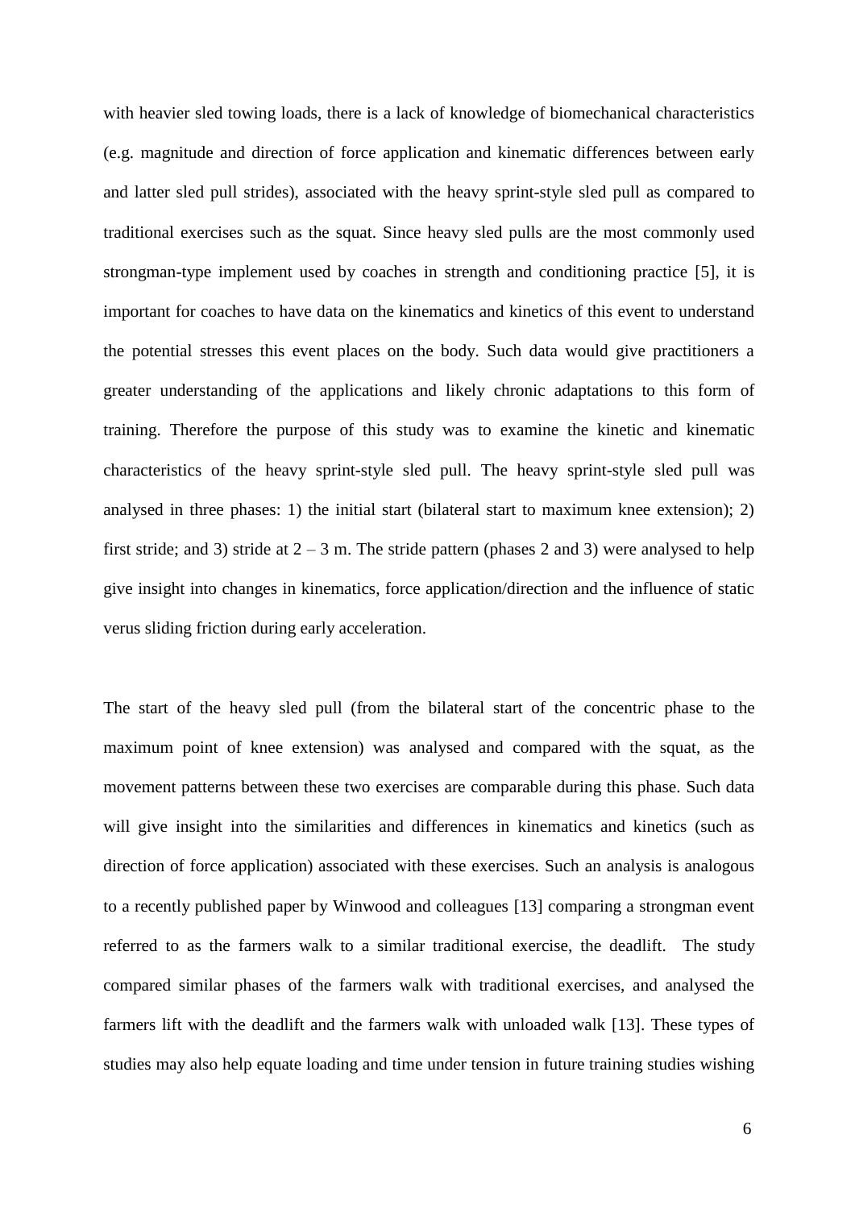with heavier sled towing loads, there is a lack of knowledge of biomechanical characteristics (e.g. magnitude and direction of force application and kinematic differences between early and latter sled pull strides), associated with the heavy sprint-style sled pull as compared to traditional exercises such as the squat. Since heavy sled pulls are the most commonly used strongman-type implement used by coaches in strength and conditioning practice [5], it is important for coaches to have data on the kinematics and kinetics of this event to understand the potential stresses this event places on the body. Such data would give practitioners a greater understanding of the applications and likely chronic adaptations to this form of training. Therefore the purpose of this study was to examine the kinetic and kinematic characteristics of the heavy sprint-style sled pull. The heavy sprint-style sled pull was analysed in three phases: 1) the initial start (bilateral start to maximum knee extension); 2) first stride; and 3) stride at 2 – 3 m. The stride pattern (phases 2 and 3) were analysed to help give insight into changes in kinematics, force application/direction and the influence of static verus sliding friction during early acceleration.

The start of the heavy sled pull (from the bilateral start of the concentric phase to the maximum point of knee extension) was analysed and compared with the squat, as the movement patterns between these two exercises are comparable during this phase. Such data will give insight into the similarities and differences in kinematics and kinetics (such as direction of force application) associated with these exercises. Such an analysis is analogous to a recently published paper by Winwood and colleagues [13] comparing a strongman event referred to as the farmers walk to a similar traditional exercise, the deadlift. The study compared similar phases of the farmers walk with traditional exercises, and analysed the farmers lift with the deadlift and the farmers walk with unloaded walk [13]. These types of studies may also help equate loading and time under tension in future training studies wishing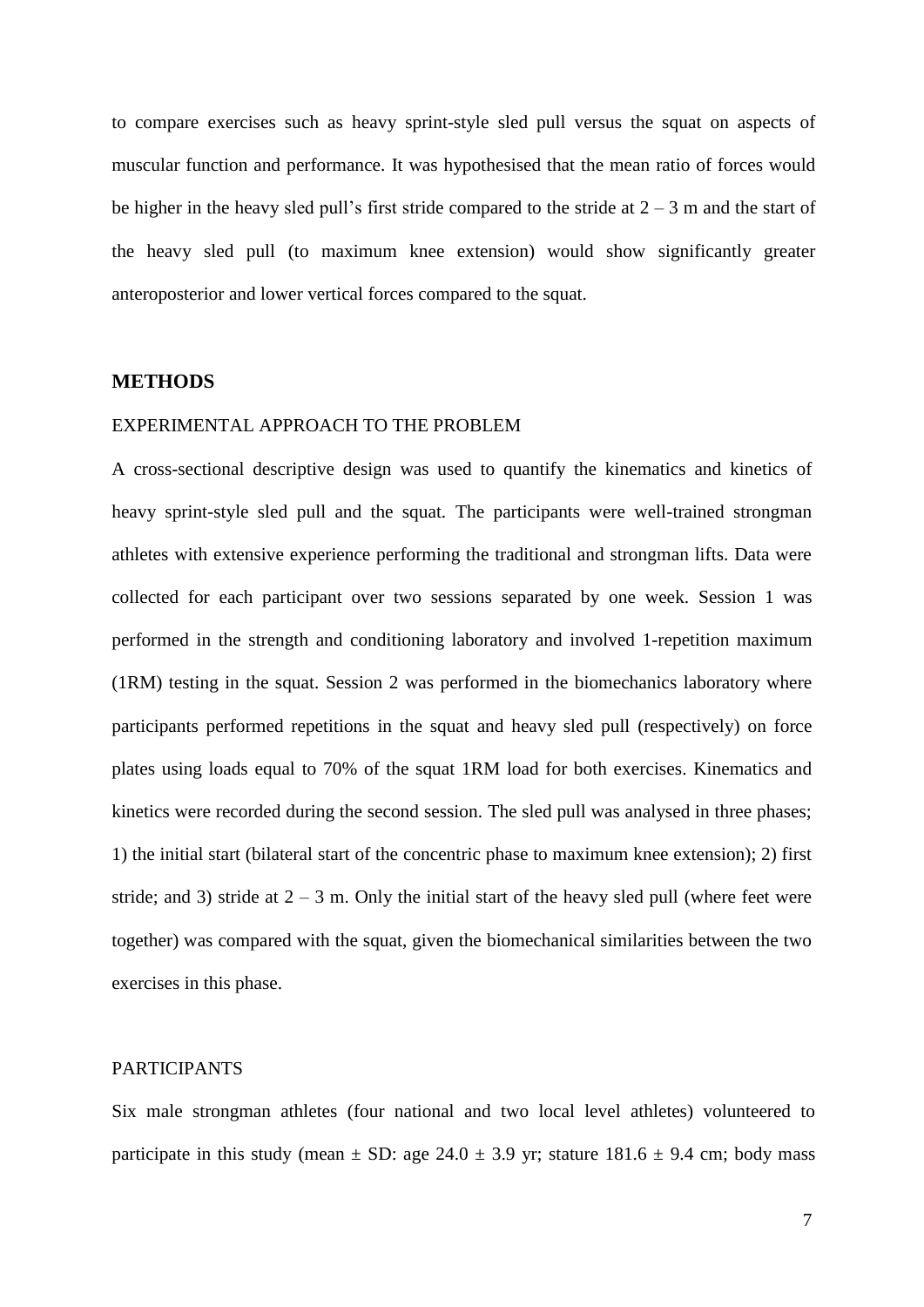to compare exercises such as heavy sprint-style sled pull versus the squat on aspects of muscular function and performance. It was hypothesised that the mean ratio of forces would be higher in the heavy sled pull's first stride compared to the stride at 2 – 3 m and the start of the heavy sled pull (to maximum knee extension) would show significantly greater anteroposterior and lower vertical forces compared to the squat.

## METHODS

### EXPERIMENTAL APPROACH TO THE PROBLEM

A cross-sectional descriptive design was used to quantify the kinematics and kinetics of heavy sprint-style sled pull and the squat. The participants were well-trained strongman athletes with extensive experience performing the traditional and strongman lifts. Data were collected for each participant over two sessions separated by one week. Session 1 was performed in the strength and conditioning laboratory and involved 1-repetition maximum (1RM) testing in the squat. Session 2 was performed in the biomechanics laboratory where participants performed repetitions in the squat and heavy sled pull (respectively) on force plates using loads equal to 70% of the squat 1RM load for both exercises. Kinematics and kinetics were recorded during the second session. The sled pull was analysed in three phases; 1) the initial start (bilateral start of the concentric phase to maximum knee extension); 2) first stride; and 3) stride at 2 – 3 m. Only the initial start of the heavy sled pull (where feet were together) was compared with the squat, given the biomechanical similarities between the two exercises in this phase.

### PARTICIPANTS

Six male strongman athletes (four national and two local level athletes) volunteered to participate in this study (mean ± SD: age 24.0 ± 3.9 yr; stature 181.6 ± 9.4 cm; body mass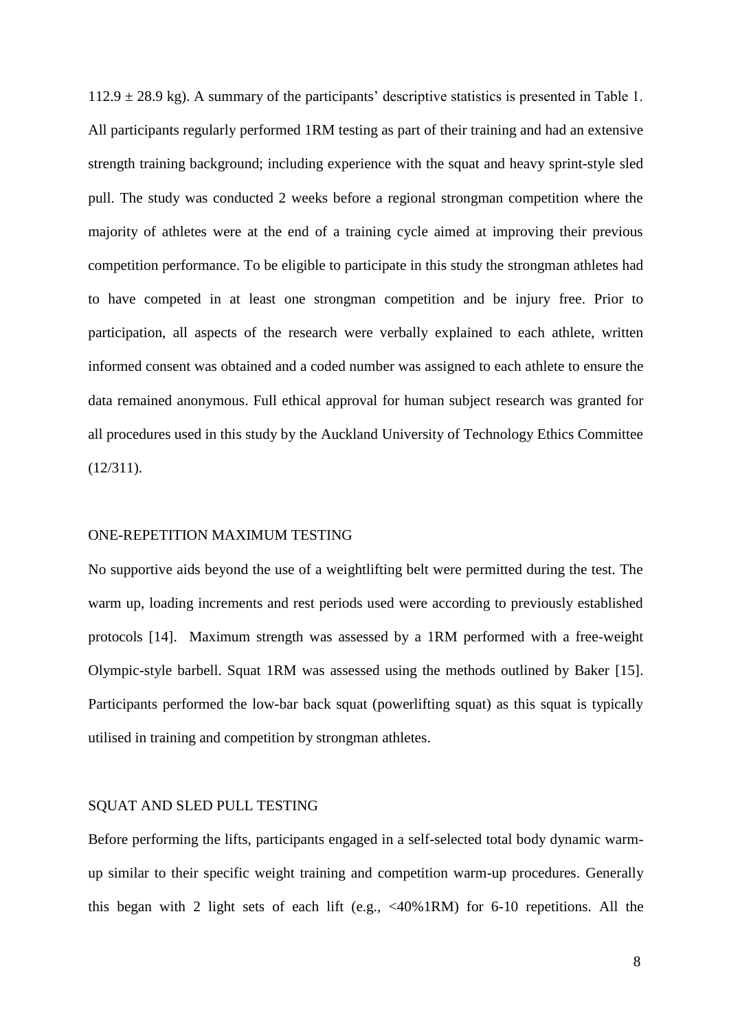112.9 ± 28.9 kg). A summary of the participants' descriptive statistics is presented in Table 1. All participants regularly performed 1RM testing as part of their training and had an extensive strength training background; including experience with the squat and heavy sprint-style sled pull. The study was conducted 2 weeks before a regional strongman competition where the majority of athletes were at the end of a training cycle aimed at improving their previous competition performance. To be eligible to participate in this study the strongman athletes had to have competed in at least one strongman competition and be injury free. Prior to participation, all aspects of the research were verbally explained to each athlete, written informed consent was obtained and a coded number was assigned to each athlete to ensure the data remained anonymous. Full ethical approval for human subject research was granted for all procedures used in this study by the Auckland University of Technology Ethics Committee (12/311).

## ONE-REPETITION MAXIMUM TESTING

No supportive aids beyond the use of a weightlifting belt were permitted during the test. The warm up, loading increments and rest periods used were according to previously established protocols [14]. Maximum strength was assessed by a 1RM performed with a free-weight Olympic-style barbell. Squat 1RM was assessed using the methods outlined by Baker [15]. Participants performed the low-bar back squat (powerlifting squat) as this squat is typically utilised in training and competition by strongman athletes.

## SQUAT AND SLED PULL TESTING

Before performing the lifts, participants engaged in a self-selected total body dynamic warm-up similar to their specific weight training and competition warm-up procedures. Generally this began with 2 light sets of each lift (e.g., <40%1RM) for 6-10 repetitions. All the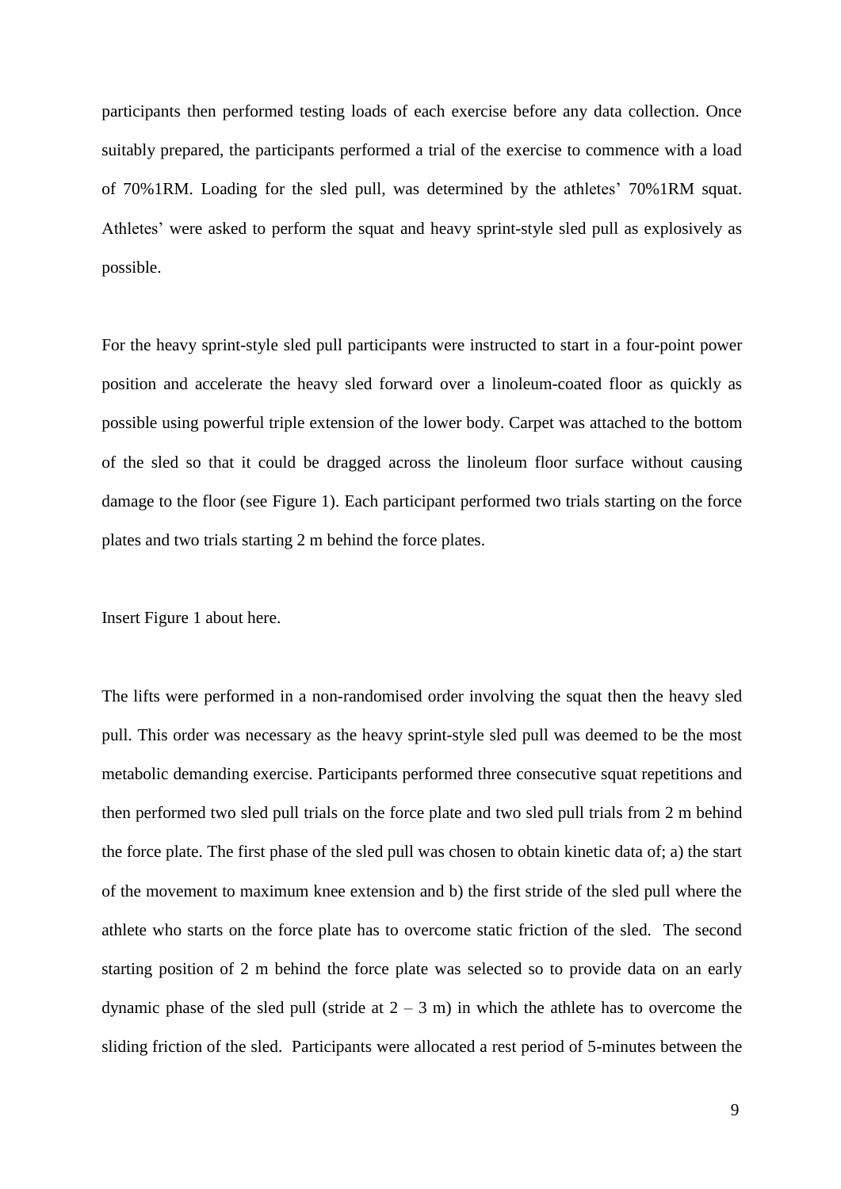participants then performed testing loads of each exercise before any data collection. Once suitably prepared, the participants performed a trial of the exercise to commence with a load of 70%1RM. Loading for the sled pull, was determined by the athletes' 70%1RM squat. Athletes' were asked to perform the squat and heavy sprint-style sled pull as explosively as possible.

For the heavy sprint-style sled pull participants were instructed to start in a four-point power position and accelerate the heavy sled forward over a linoleum-coated floor as quickly as possible using powerful triple extension of the lower body. Carpet was attached to the bottom of the sled so that it could be dragged across the linoleum floor surface without causing damage to the floor (see Figure 1). Each participant performed two trials starting on the force plates and two trials starting 2 m behind the force plates.

Insert Figure 1 about here.

The lifts were performed in a non-randomised order involving the squat then the heavy sled pull. This order was necessary as the heavy sprint-style sled pull was deemed to be the most metabolic demanding exercise. Participants performed three consecutive squat repetitions and then performed two sled pull trials on the force plate and two sled pull trials from 2 m behind the force plate. The first phase of the sled pull was chosen to obtain kinetic data of; a) the start of the movement to maximum knee extension and b) the first stride of the sled pull where the athlete who starts on the force plate has to overcome static friction of the sled. The second starting position of 2 m behind the force plate was selected so to provide data on an early dynamic phase of the sled pull (stride at 2 – 3 m) in which the athlete has to overcome the sliding friction of the sled. Participants were allocated a rest period of 5-minutes between the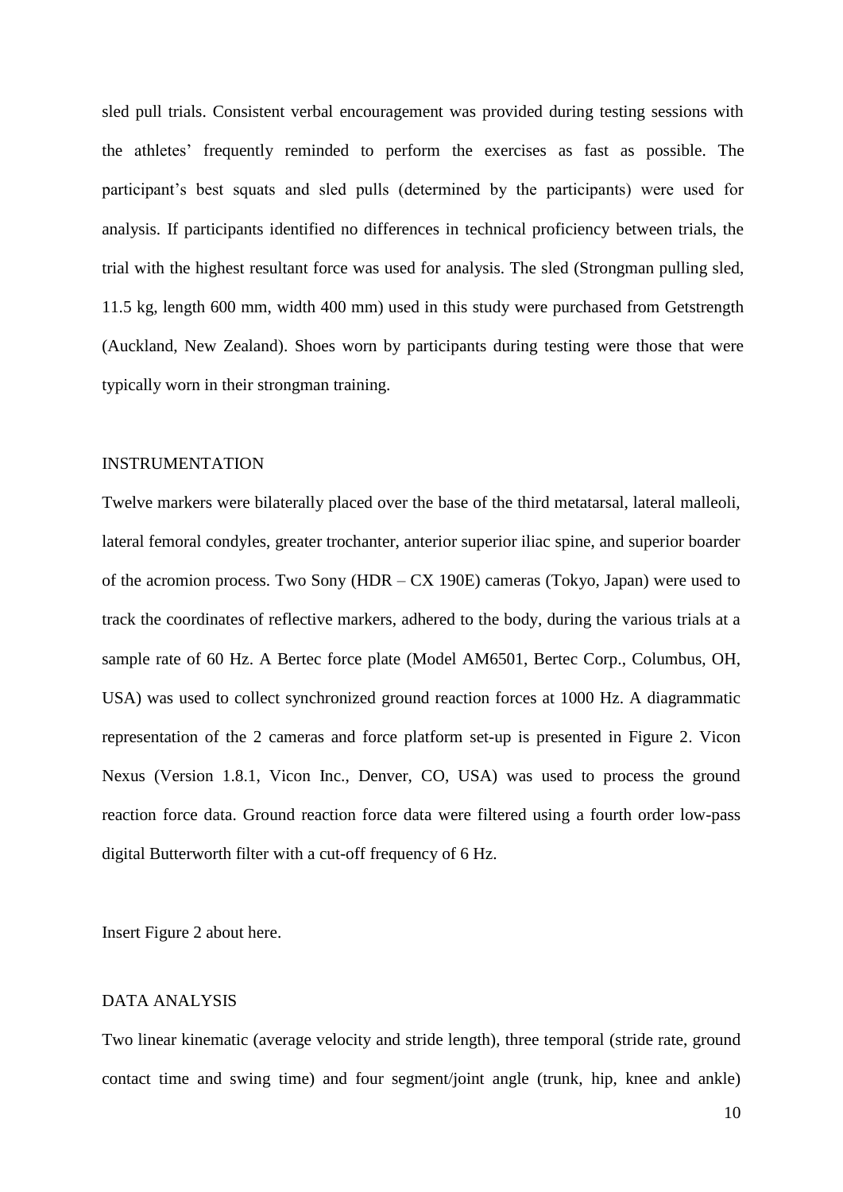sled pull trials. Consistent verbal encouragement was provided during testing sessions with the athletes' frequently reminded to perform the exercises as fast as possible. The participant's best squats and sled pulls (determined by the participants) were used for analysis. If participants identified no differences in technical proficiency between trials, the trial with the highest resultant force was used for analysis. The sled (Strongman pulling sled, 11.5 kg, length 600 mm, width 400 mm) used in this study were purchased from Getstrength (Auckland, New Zealand). Shoes worn by participants during testing were those that were typically worn in their strongman training.

## INSTRUMENTATION

Twelve markers were bilaterally placed over the base of the third metatarsal, lateral malleoli, lateral femoral condyles, greater trochanter, anterior superior iliac spine, and superior boarder of the acromion process. Two Sony (HDR – CX 190E) cameras (Tokyo, Japan) were used to track the coordinates of reflective markers, adhered to the body, during the various trials at a sample rate of 60 Hz. A Bertec force plate (Model AM6501, Bertec Corp., Columbus, OH, USA) was used to collect synchronized ground reaction forces at 1000 Hz. A diagrammatic representation of the 2 cameras and force platform set-up is presented in Figure 2. Vicon Nexus (Version 1.8.1, Vicon Inc., Denver, CO, USA) was used to process the ground reaction force data. Ground reaction force data were filtered using a fourth order low-pass digital Butterworth filter with a cut-off frequency of 6 Hz.

Insert Figure 2 about here.

## DATA ANALYSIS

Two linear kinematic (average velocity and stride length), three temporal (stride rate, ground contact time and swing time) and four segment/joint angle (trunk, hip, knee and ankle)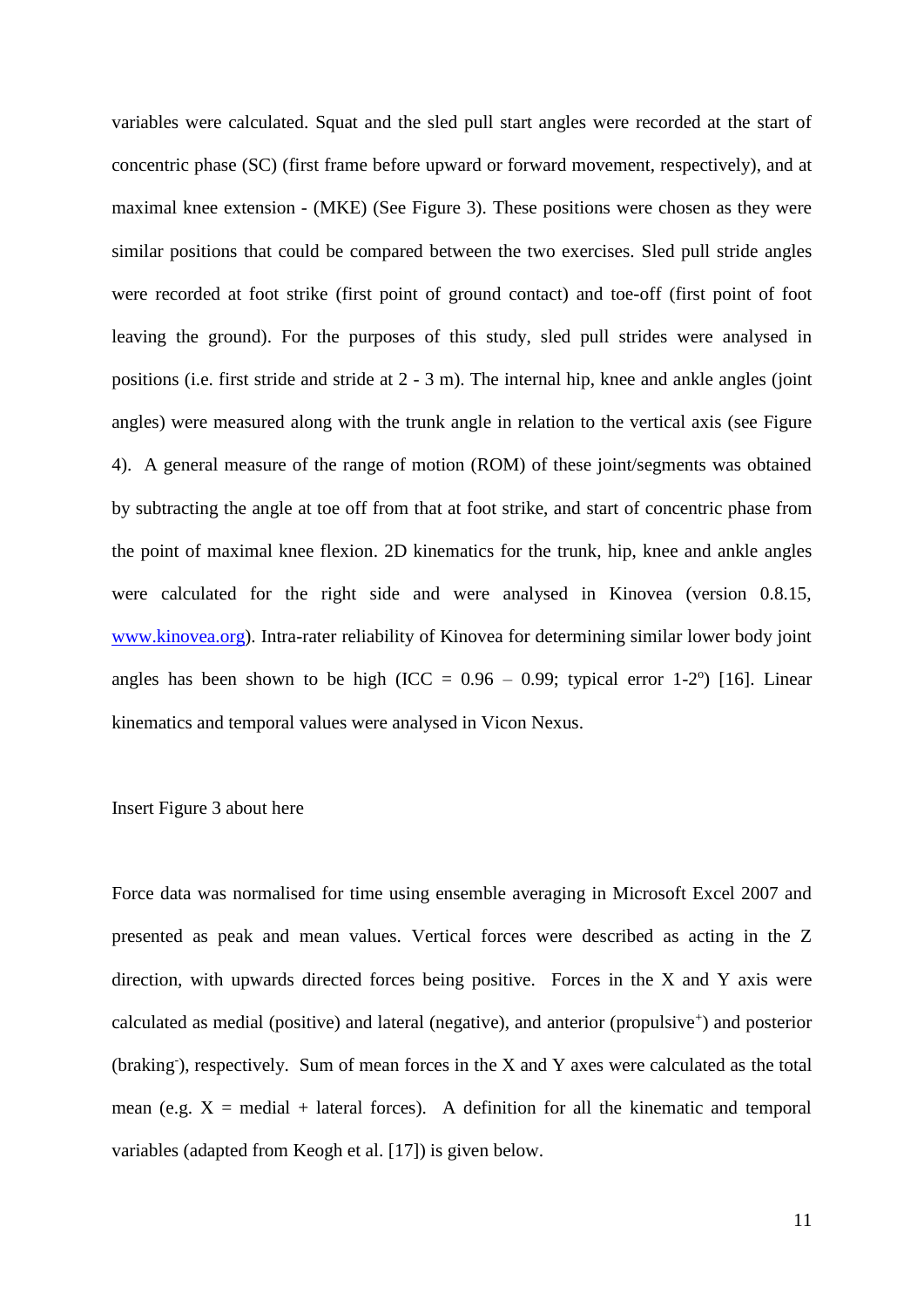variables were calculated. Squat and the sled pull start angles were recorded at the start of concentric phase (SC) (first frame before upward or forward movement, respectively), and at maximal knee extension - (MKE) (See Figure 3). These positions were chosen as they were similar positions that could be compared between the two exercises. Sled pull stride angles were recorded at foot strike (first point of ground contact) and toe-off (first point of foot leaving the ground). For the purposes of this study, sled pull strides were analysed in positions (i.e. first stride and stride at 2 - 3 m). The internal hip, knee and ankle angles (joint angles) were measured along with the trunk angle in relation to the vertical axis (see Figure 4). A general measure of the range of motion (ROM) of these joint/segments was obtained by subtracting the angle at toe off from that at foot strike, and start of concentric phase from the point of maximal knee flexion. 2D kinematics for the trunk, hip, knee and ankle angles were calculated for the right side and were analysed in Kinovea (version 0.8.15, www.kinovea.org). Intra-rater reliability of Kinovea for determining similar lower body joint angles has been shown to be high (ICC = 0.96 – 0.99; typical error 1-2$^{o}$) [16]. Linear kinematics and temporal values were analysed in Vicon Nexus.

Insert Figure 3 about here

Force data was normalised for time using ensemble averaging in Microsoft Excel 2007 and presented as peak and mean values. Vertical forces were described as acting in the Z direction, with upwards directed forces being positive. Forces in the X and Y axis were calculated as medial (positive) and lateral (negative), and anterior (propulsive$^{+}$) and posterior (braking$^{-}$), respectively. Sum of mean forces in the X and Y axes were calculated as the total mean (e.g. X = medial + lateral forces). A definition for all the kinematic and temporal variables (adapted from Keogh et al. [17]) is given below.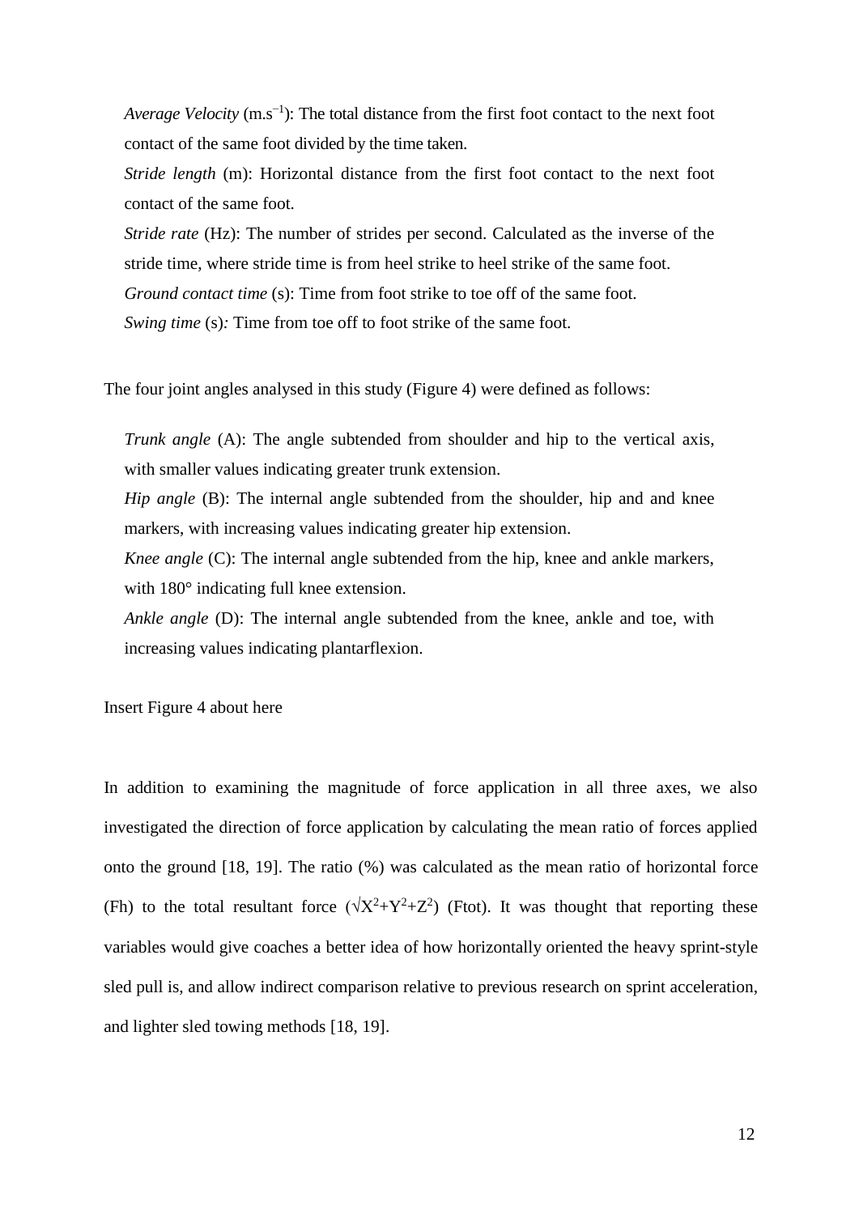*Average Velocity* ($m.s^{-1}$): The total distance from the first foot contact to the next foot contact of the same foot divided by the time taken.

*Stride length* (m): Horizontal distance from the first foot contact to the next foot contact of the same foot.

*Stride rate* (Hz): The number of strides per second. Calculated as the inverse of the stride time, where stride time is from heel strike to heel strike of the same foot.

*Ground contact time* (s): Time from foot strike to toe off of the same foot.

*Swing time* (s)*:* Time from toe off to foot strike of the same foot.

The four joint angles analysed in this study (Figure 4) were defined as follows:

*Trunk angle* (A): The angle subtended from shoulder and hip to the vertical axis, with smaller values indicating greater trunk extension.

*Hip angle* (B): The internal angle subtended from the shoulder, hip and and knee markers, with increasing values indicating greater hip extension.

*Knee angle* (C): The internal angle subtended from the hip, knee and ankle markers, with 180° indicating full knee extension.

*Ankle angle* (D): The internal angle subtended from the knee, ankle and toe, with increasing values indicating plantarflexion.

Insert Figure 4 about here

In addition to examining the magnitude of force application in all three axes, we also investigated the direction of force application by calculating the mean ratio of forces applied onto the ground [18, 19]. The ratio (%) was calculated as the mean ratio of horizontal force (Fh) to the total resultant force ($\sqrt{X^2+Y^2+Z^2}$) (Ftot). It was thought that reporting these variables would give coaches a better idea of how horizontally oriented the heavy sprint-style sled pull is, and allow indirect comparison relative to previous research on sprint acceleration, and lighter sled towing methods [18, 19].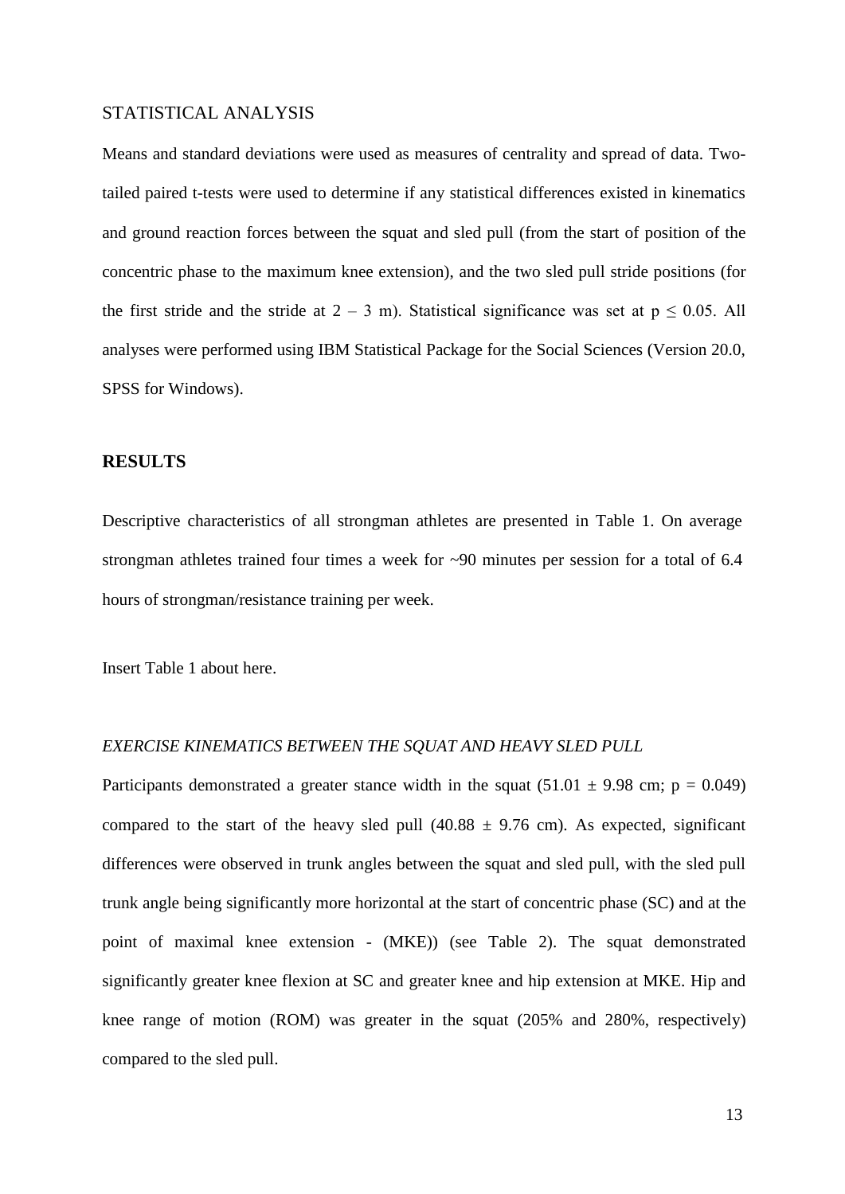## STATISTICAL ANALYSIS

Means and standard deviations were used as measures of centrality and spread of data. Two-tailed paired t-tests were used to determine if any statistical differences existed in kinematics and ground reaction forces between the squat and sled pull (from the start of position of the concentric phase to the maximum knee extension), and the two sled pull stride positions (for the first stride and the stride at 2 – 3 m). Statistical significance was set at $p \leq 0.05$. All analyses were performed using IBM Statistical Package for the Social Sciences (Version 20.0, SPSS for Windows).

## RESULTS

Descriptive characteristics of all strongman athletes are presented in Table 1. On average strongman athletes trained four times a week for ~90 minutes per session for a total of 6.4 hours of strongman/resistance training per week.

Insert Table 1 about here.

### *EXERCISE KINEMATICS BETWEEN THE SQUAT AND HEAVY SLED PULL*

Participants demonstrated a greater stance width in the squat (51.01 ± 9.98 cm; $p = 0.049$) compared to the start of the heavy sled pull (40.88 ± 9.76 cm). As expected, significant differences were observed in trunk angles between the squat and sled pull, with the sled pull trunk angle being significantly more horizontal at the start of concentric phase (SC) and at the point of maximal knee extension - (MKE)) (see Table 2). The squat demonstrated significantly greater knee flexion at SC and greater knee and hip extension at MKE. Hip and knee range of motion (ROM) was greater in the squat (205% and 280%, respectively) compared to the sled pull.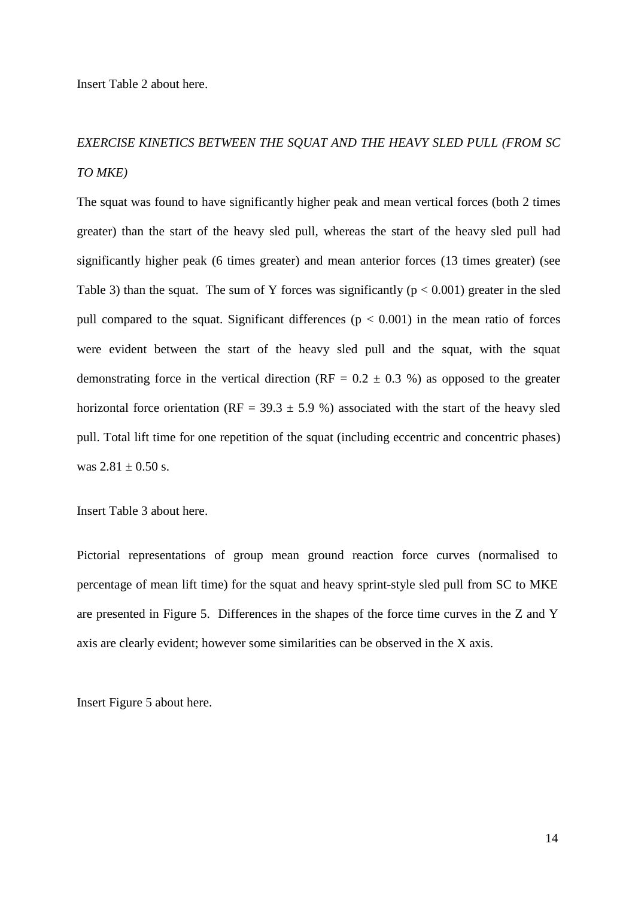Insert Table 2 about here.

*EXERCISE KINETICS BETWEEN THE SQUAT AND THE HEAVY SLED PULL (FROM SC TO MKE)*

The squat was found to have significantly higher peak and mean vertical forces (both 2 times greater) than the start of the heavy sled pull, whereas the start of the heavy sled pull had significantly higher peak (6 times greater) and mean anterior forces (13 times greater) (see Table 3) than the squat. The sum of Y forces was significantly ($p < 0.001$) greater in the sled pull compared to the squat. Significant differences ($p < 0.001$) in the mean ratio of forces were evident between the start of the heavy sled pull and the squat, with the squat demonstrating force in the vertical direction ($RF = 0.2 \pm 0.3$ %) as opposed to the greater horizontal force orientation ($RF = 39.3 \pm 5.9$ %) associated with the start of the heavy sled pull. Total lift time for one repetition of the squat (including eccentric and concentric phases) was $2.81 \pm 0.50$ s.

Insert Table 3 about here.

Pictorial representations of group mean ground reaction force curves (normalised to percentage of mean lift time) for the squat and heavy sprint-style sled pull from SC to MKE are presented in Figure 5. Differences in the shapes of the force time curves in the Z and Y axis are clearly evident; however some similarities can be observed in the X axis.

Insert Figure 5 about here.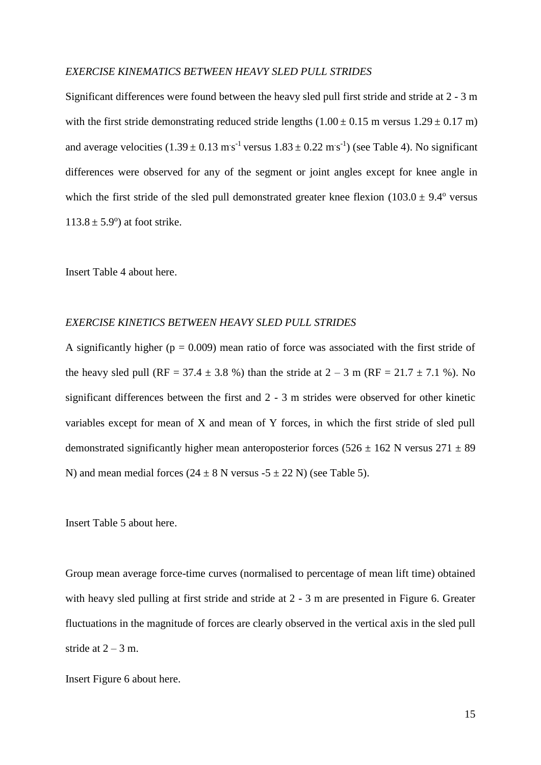*EXERCISE KINEMATICS BETWEEN HEAVY SLED PULL STRIDES*

Significant differences were found between the heavy sled pull first stride and stride at 2 - 3 m with the first stride demonstrating reduced stride lengths ($1.00 \pm 0.15$ m versus $1.29 \pm 0.17$ m) and average velocities ($1.39 \pm 0.13$ $m \cdot s^{-1}$ versus $1.83 \pm 0.22$ $m \cdot s^{-1}$) (see Table 4). No significant differences were observed for any of the segment or joint angles except for knee angle in which the first stride of the sled pull demonstrated greater knee flexion ($103.0 \pm 9.4^{o}$ versus $113.8 \pm 5.9^{o}$) at foot strike.

Insert Table 4 about here.

*EXERCISE KINETICS BETWEEN HEAVY SLED PULL STRIDES*

A significantly higher ($p = 0.009$) mean ratio of force was associated with the first stride of the heavy sled pull (RF = $37.4 \pm 3.8$ %) than the stride at 2 – 3 m (RF = $21.7 \pm 7.1$ %). No significant differences between the first and 2 - 3 m strides were observed for other kinetic variables except for mean of X and mean of Y forces, in which the first stride of sled pull demonstrated significantly higher mean anteroposterior forces ($526 \pm 162$ N versus $271 \pm 89$ N) and mean medial forces ($24 \pm 8$ N versus $-5 \pm 22$ N) (see Table 5).

Insert Table 5 about here.

Group mean average force-time curves (normalised to percentage of mean lift time) obtained with heavy sled pulling at first stride and stride at 2 - 3 m are presented in Figure 6. Greater fluctuations in the magnitude of forces are clearly observed in the vertical axis in the sled pull stride at 2 – 3 m.

Insert Figure 6 about here.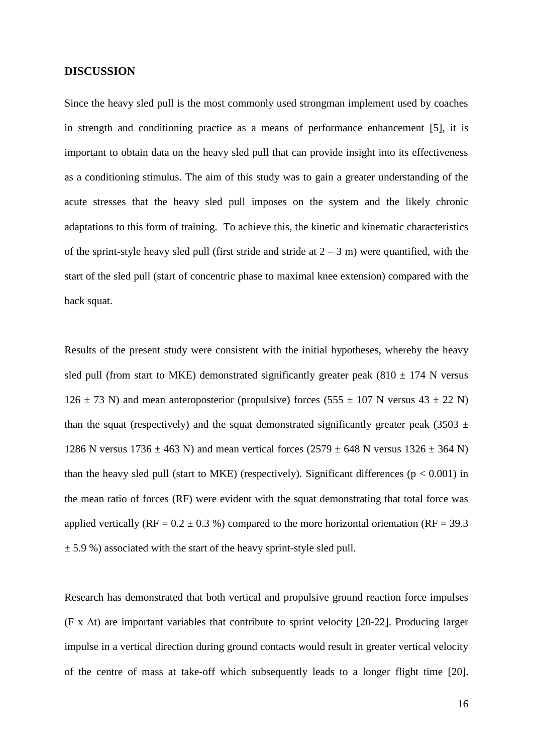## DISCUSSION

Since the heavy sled pull is the most commonly used strongman implement used by coaches in strength and conditioning practice as a means of performance enhancement [5], it is important to obtain data on the heavy sled pull that can provide insight into its effectiveness as a conditioning stimulus. The aim of this study was to gain a greater understanding of the acute stresses that the heavy sled pull imposes on the system and the likely chronic adaptations to this form of training. To achieve this, the kinetic and kinematic characteristics of the sprint-style heavy sled pull (first stride and stride at 2 – 3 m) were quantified, with the start of the sled pull (start of concentric phase to maximal knee extension) compared with the back squat.

Results of the present study were consistent with the initial hypotheses, whereby the heavy sled pull (from start to MKE) demonstrated significantly greater peak (810 ± 174 N versus 126 ± 73 N) and mean anteroposterior (propulsive) forces (555 ± 107 N versus 43 ± 22 N) than the squat (respectively) and the squat demonstrated significantly greater peak (3503 ± 1286 N versus 1736 ± 463 N) and mean vertical forces (2579 ± 648 N versus 1326 ± 364 N) than the heavy sled pull (start to MKE) (respectively). Significant differences ($p < 0.001$) in the mean ratio of forces (RF) were evident with the squat demonstrating that total force was applied vertically (RF = 0.2 ± 0.3 %) compared to the more horizontal orientation (RF = 39.3 ± 5.9 %) associated with the start of the heavy sprint-style sled pull.

Research has demonstrated that both vertical and propulsive ground reaction force impulses ($F \times \Delta t$) are important variables that contribute to sprint velocity [20-22]. Producing larger impulse in a vertical direction during ground contacts would result in greater vertical velocity of the centre of mass at take-off which subsequently leads to a longer flight time [20].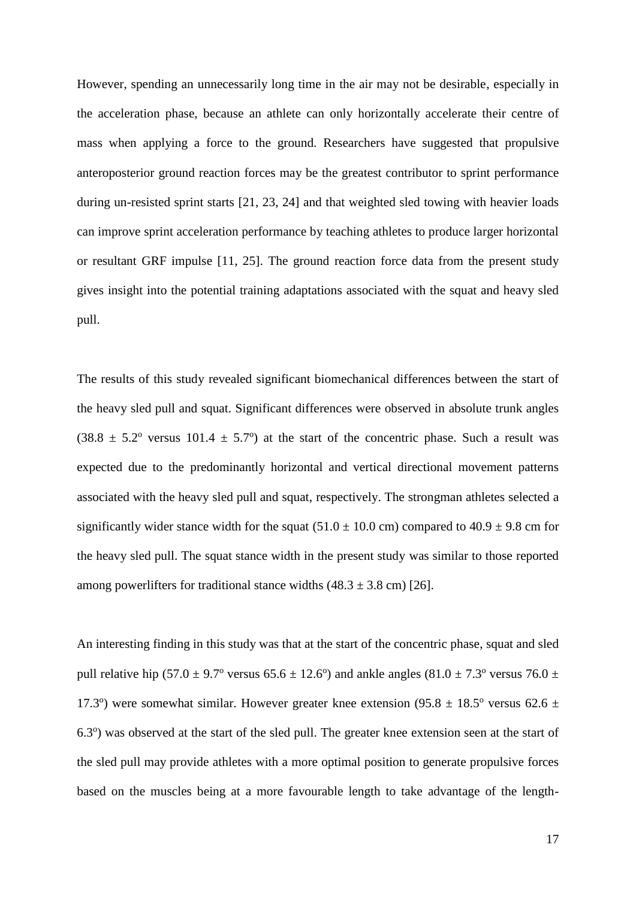However, spending an unnecessarily long time in the air may not be desirable, especially in the acceleration phase, because an athlete can only horizontally accelerate their centre of mass when applying a force to the ground. Researchers have suggested that propulsive anteroposterior ground reaction forces may be the greatest contributor to sprint performance during un-resisted sprint starts [21, 23, 24] and that weighted sled towing with heavier loads can improve sprint acceleration performance by teaching athletes to produce larger horizontal or resultant GRF impulse [11, 25]. The ground reaction force data from the present study gives insight into the potential training adaptations associated with the squat and heavy sled pull.

The results of this study revealed significant biomechanical differences between the start of the heavy sled pull and squat. Significant differences were observed in absolute trunk angles ($38.8 \pm 5.2^{o}$ versus $101.4 \pm 5.7^{o}$) at the start of the concentric phase. Such a result was expected due to the predominantly horizontal and vertical directional movement patterns associated with the heavy sled pull and squat, respectively. The strongman athletes selected a significantly wider stance width for the squat ($51.0 \pm 10.0$ cm) compared to $40.9 \pm 9.8$ cm for the heavy sled pull. The squat stance width in the present study was similar to those reported among powerlifters for traditional stance widths ($48.3 \pm 3.8$ cm) [26].

An interesting finding in this study was that at the start of the concentric phase, squat and sled pull relative hip ($57.0 \pm 9.7^{o}$ versus $65.6 \pm 12.6^{o}$) and ankle angles ($81.0 \pm 7.3^{o}$ versus $76.0 \pm 17.3^{o}$) were somewhat similar. However greater knee extension ($95.8 \pm 18.5^{o}$ versus $62.6 \pm 6.3^{o}$) was observed at the start of the sled pull. The greater knee extension seen at the start of the sled pull may provide athletes with a more optimal position to generate propulsive forces based on the muscles being at a more favourable length to take advantage of the length-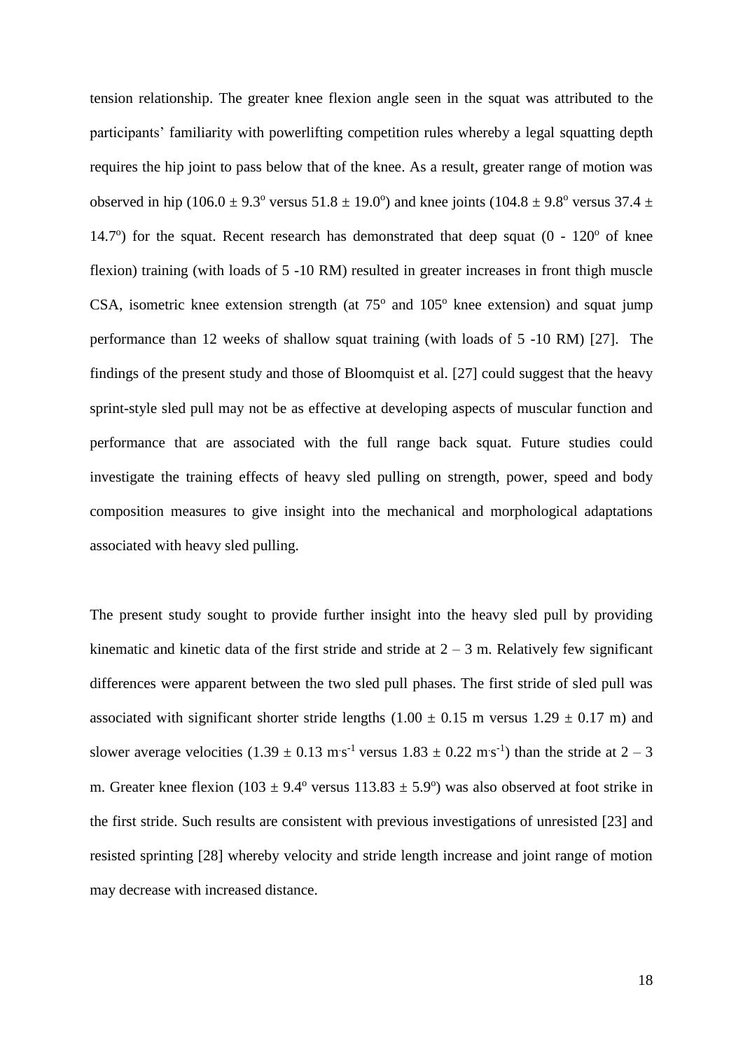tension relationship. The greater knee flexion angle seen in the squat was attributed to the participants' familiarity with powerlifting competition rules whereby a legal squatting depth requires the hip joint to pass below that of the knee. As a result, greater range of motion was observed in hip ($106.0 \pm 9.3^{o}$ versus $51.8 \pm 19.0^{o}$) and knee joints ($104.8 \pm 9.8^{o}$ versus $37.4 \pm 14.7^{o}$) for the squat. Recent research has demonstrated that deep squat ($0$ - $120^{o}$ of knee flexion) training (with loads of 5 -10 RM) resulted in greater increases in front thigh muscle CSA, isometric knee extension strength (at $75^{o}$ and $105^{o}$ knee extension) and squat jump performance than 12 weeks of shallow squat training (with loads of 5 -10 RM) [27]. The findings of the present study and those of Bloomquist et al. [27] could suggest that the heavy sprint-style sled pull may not be as effective at developing aspects of muscular function and performance that are associated with the full range back squat. Future studies could investigate the training effects of heavy sled pulling on strength, power, speed and body composition measures to give insight into the mechanical and morphological adaptations associated with heavy sled pulling.

The present study sought to provide further insight into the heavy sled pull by providing kinematic and kinetic data of the first stride and stride at 2 – 3 m. Relatively few significant differences were apparent between the two sled pull phases. The first stride of sled pull was associated with significant shorter stride lengths ($1.00 \pm 0.15$ m versus $1.29 \pm 0.17$ m) and slower average velocities ($1.39 \pm 0.13$ $m \cdot s^{-1}$ versus $1.83 \pm 0.22$ $m \cdot s^{-1}$) than the stride at 2 – 3 m. Greater knee flexion ($103 \pm 9.4^{o}$ versus $113.83 \pm 5.9^{o}$) was also observed at foot strike in the first stride. Such results are consistent with previous investigations of unresisted [23] and resisted sprinting [28] whereby velocity and stride length increase and joint range of motion may decrease with increased distance.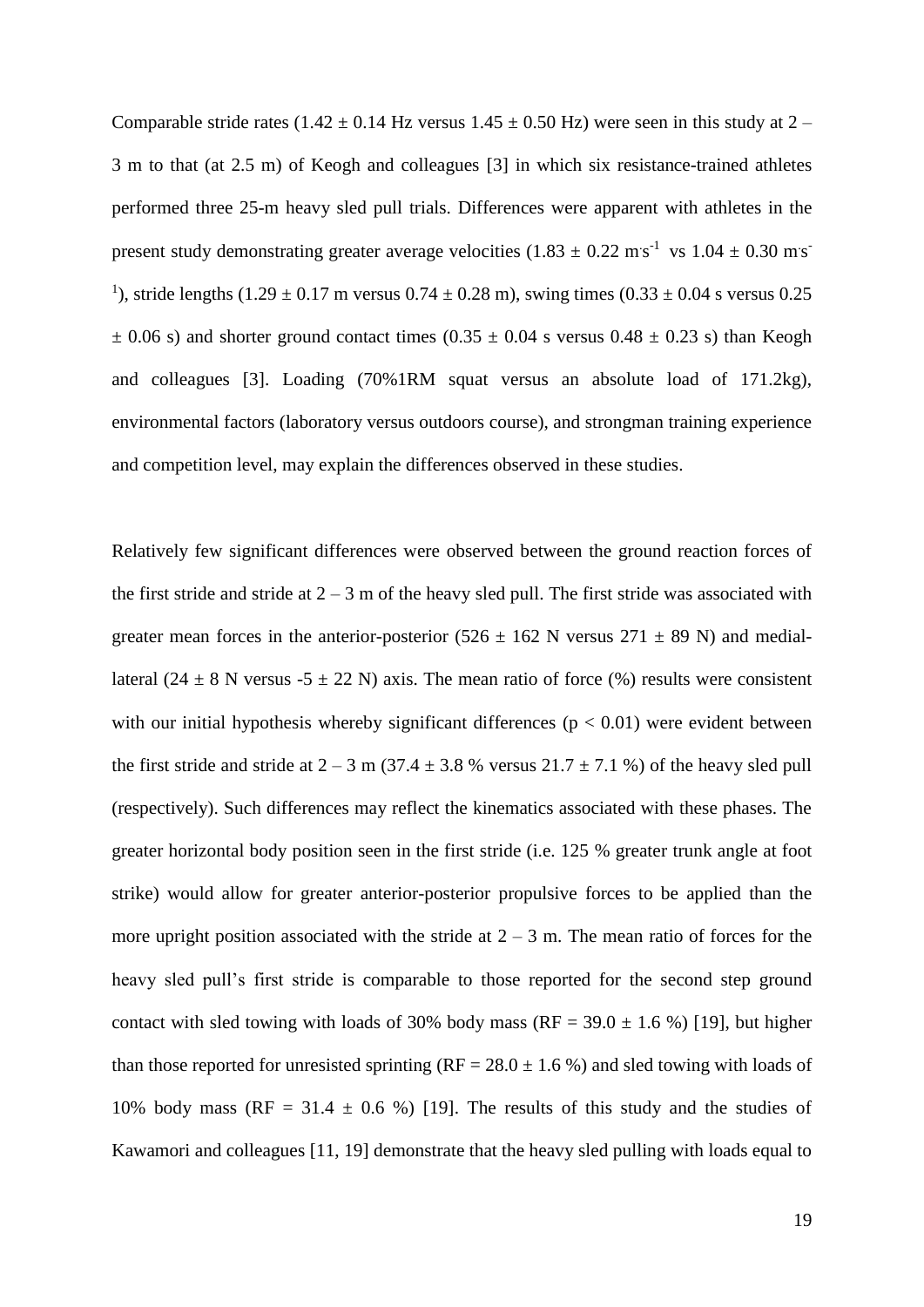Comparable stride rates ($1.42 \pm 0.14$ Hz versus $1.45 \pm 0.50$ Hz) were seen in this study at 2 – 3 m to that (at 2.5 m) of Keogh and colleagues [3] in which six resistance-trained athletes performed three 25-m heavy sled pull trials. Differences were apparent with athletes in the present study demonstrating greater average velocities ($1.83 \pm 0.22$ $m \cdot s^{-1}$ vs $1.04 \pm 0.30$ $m \cdot s^{-1}$), stride lengths ($1.29 \pm 0.17$ m versus $0.74 \pm 0.28$ m), swing times ($0.33 \pm 0.04$ s versus $0.25 \pm 0.06$ s) and shorter ground contact times ($0.35 \pm 0.04$ s versus $0.48 \pm 0.23$ s) than Keogh and colleagues [3]. Loading (70%1RM squat versus an absolute load of 171.2kg), environmental factors (laboratory versus outdoors course), and strongman training experience and competition level, may explain the differences observed in these studies.

Relatively few significant differences were observed between the ground reaction forces of the first stride and stride at 2 – 3 m of the heavy sled pull. The first stride was associated with greater mean forces in the anterior-posterior ($526 \pm 162$ N versus $271 \pm 89$ N) and medial-lateral ($24 \pm 8$ N versus $-5 \pm 22$ N) axis. The mean ratio of force (%) results were consistent with our initial hypothesis whereby significant differences ($p < 0.01$) were evident between the first stride and stride at 2 – 3 m ($37.4 \pm 3.8$ % versus $21.7 \pm 7.1$ %) of the heavy sled pull (respectively). Such differences may reflect the kinematics associated with these phases. The greater horizontal body position seen in the first stride (i.e. 125 % greater trunk angle at foot strike) would allow for greater anterior-posterior propulsive forces to be applied than the more upright position associated with the stride at 2 – 3 m. The mean ratio of forces for the heavy sled pull's first stride is comparable to those reported for the second step ground contact with sled towing with loads of 30% body mass (RF = $39.0 \pm 1.6$ %) [19], but higher than those reported for unresisted sprinting (RF = $28.0 \pm 1.6$ %) and sled towing with loads of 10% body mass (RF = $31.4 \pm 0.6$ %) [19]. The results of this study and the studies of Kawamori and colleagues [11, 19] demonstrate that the heavy sled pulling with loads equal to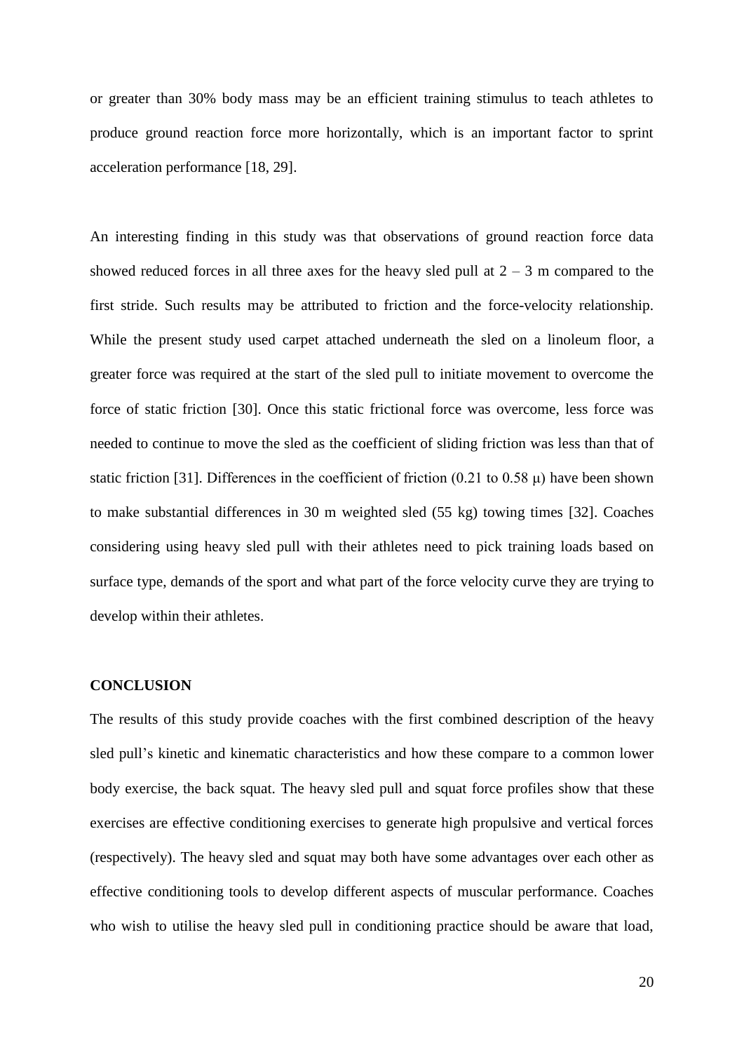or greater than 30% body mass may be an efficient training stimulus to teach athletes to produce ground reaction force more horizontally, which is an important factor to sprint acceleration performance [18, 29].

An interesting finding in this study was that observations of ground reaction force data showed reduced forces in all three axes for the heavy sled pull at 2 – 3 m compared to the first stride. Such results may be attributed to friction and the force-velocity relationship. While the present study used carpet attached underneath the sled on a linoleum floor, a greater force was required at the start of the sled pull to initiate movement to overcome the force of static friction [30]. Once this static frictional force was overcome, less force was needed to continue to move the sled as the coefficient of sliding friction was less than that of static friction [31]. Differences in the coefficient of friction (0.21 to 0.58 $\mu$) have been shown to make substantial differences in 30 m weighted sled (55 kg) towing times [32]. Coaches considering using heavy sled pull with their athletes need to pick training loads based on surface type, demands of the sport and what part of the force velocity curve they are trying to develop within their athletes.

## CONCLUSION

The results of this study provide coaches with the first combined description of the heavy sled pull's kinetic and kinematic characteristics and how these compare to a common lower body exercise, the back squat. The heavy sled pull and squat force profiles show that these exercises are effective conditioning exercises to generate high propulsive and vertical forces (respectively). The heavy sled and squat may both have some advantages over each other as effective conditioning tools to develop different aspects of muscular performance. Coaches who wish to utilise the heavy sled pull in conditioning practice should be aware that load,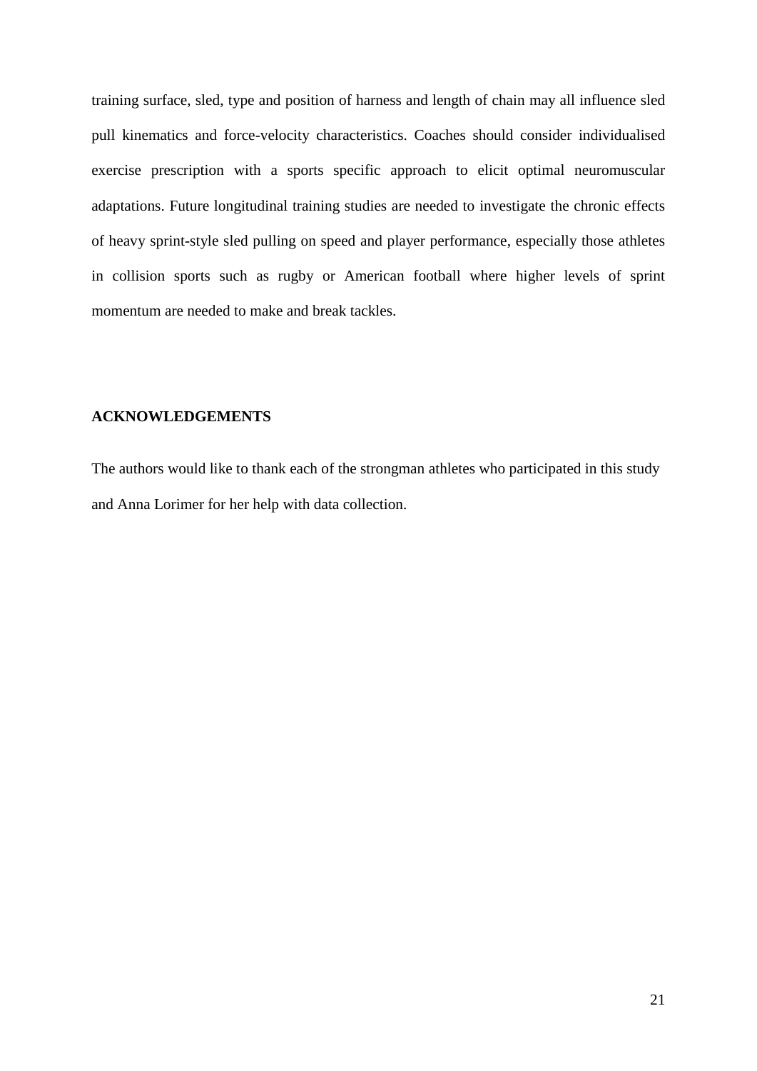training surface, sled, type and position of harness and length of chain may all influence sled pull kinematics and force-velocity characteristics. Coaches should consider individualised exercise prescription with a sports specific approach to elicit optimal neuromuscular adaptations. Future longitudinal training studies are needed to investigate the chronic effects of heavy sprint-style sled pulling on speed and player performance, especially those athletes in collision sports such as rugby or American football where higher levels of sprint momentum are needed to make and break tackles.

## ACKNOWLEDGEMENTS

The authors would like to thank each of the strongman athletes who participated in this study and Anna Lorimer for her help with data collection.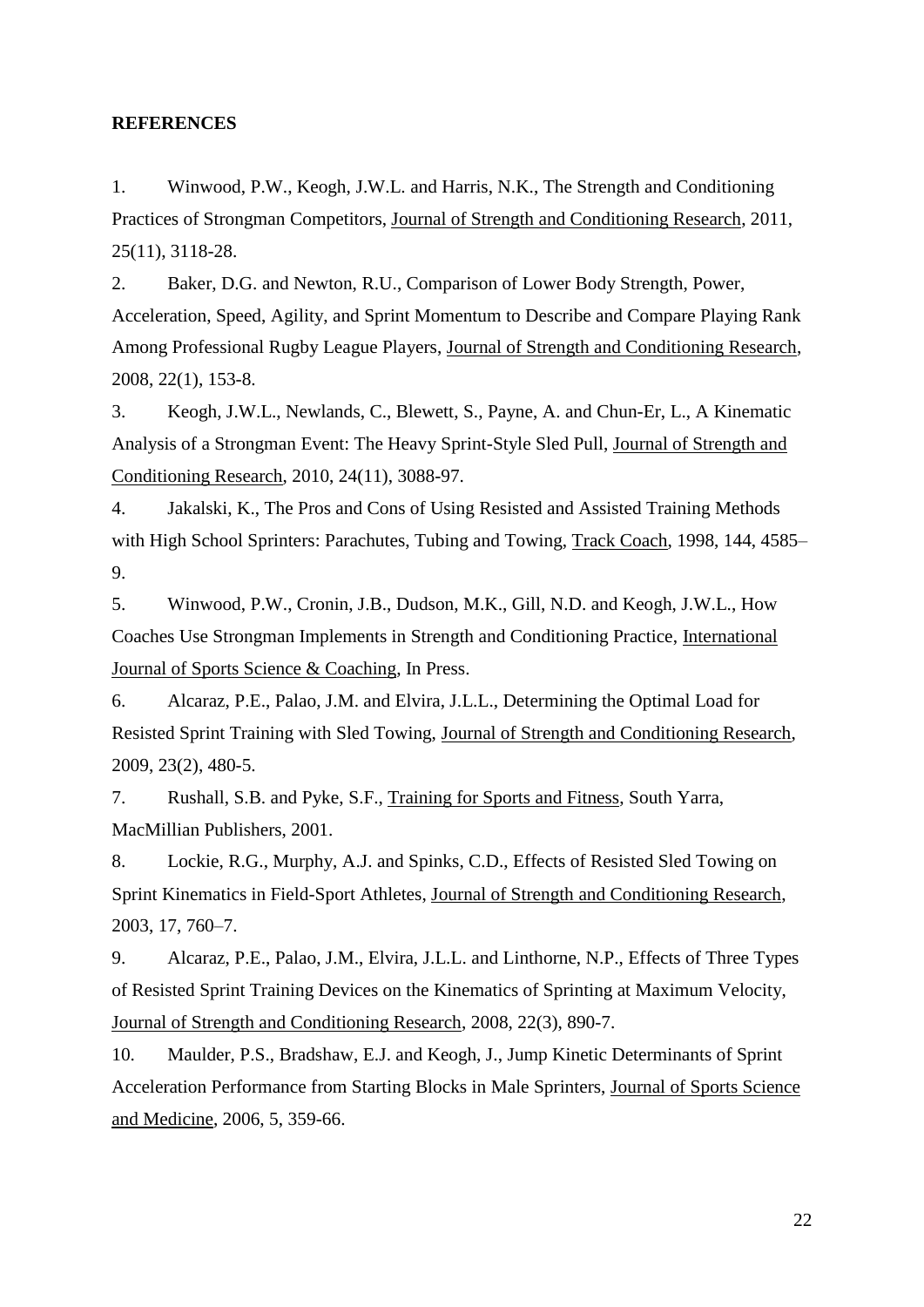**REFERENCES**

1. Winwood, P.W., Keogh, J.W.L. and Harris, N.K., The Strength and Conditioning Practices of Strongman Competitors, Journal of Strength and Conditioning Research, 2011, 25(11), 3118-28.
2. Baker, D.G. and Newton, R.U., Comparison of Lower Body Strength, Power, Acceleration, Speed, Agility, and Sprint Momentum to Describe and Compare Playing Rank Among Professional Rugby League Players, Journal of Strength and Conditioning Research, 2008, 22(1), 153-8.
3. Keogh, J.W.L., Newlands, C., Blewett, S., Payne, A. and Chun-Er, L., A Kinematic Analysis of a Strongman Event: The Heavy Sprint-Style Sled Pull, Journal of Strength and Conditioning Research, 2010, 24(11), 3088-97.
4. Jakalski, K., The Pros and Cons of Using Resisted and Assisted Training Methods with High School Sprinters: Parachutes, Tubing and Towing, Track Coach, 1998, 144, 4585–9.
5. Winwood, P.W., Cronin, J.B., Dudson, M.K., Gill, N.D. and Keogh, J.W.L., How Coaches Use Strongman Implements in Strength and Conditioning Practice, International Journal of Sports Science & Coaching, In Press.
6. Alcaraz, P.E., Palao, J.M. and Elvira, J.L.L., Determining the Optimal Load for Resisted Sprint Training with Sled Towing, Journal of Strength and Conditioning Research, 2009, 23(2), 480-5.
7. Rushall, S.B. and Pyke, S.F., Training for Sports and Fitness, South Yarra, MacMillian Publishers, 2001.
8. Lockie, R.G., Murphy, A.J. and Spinks, C.D., Effects of Resisted Sled Towing on Sprint Kinematics in Field-Sport Athletes, Journal of Strength and Conditioning Research, 2003, 17, 760–7.
9. Alcaraz, P.E., Palao, J.M., Elvira, J.L.L. and Linthorne, N.P., Effects of Three Types of Resisted Sprint Training Devices on the Kinematics of Sprinting at Maximum Velocity, Journal of Strength and Conditioning Research, 2008, 22(3), 890-7.
10. Maulder, P.S., Bradshaw, E.J. and Keogh, J., Jump Kinetic Determinants of Sprint Acceleration Performance from Starting Blocks in Male Sprinters, Journal of Sports Science and Medicine, 2006, 5, 359-66.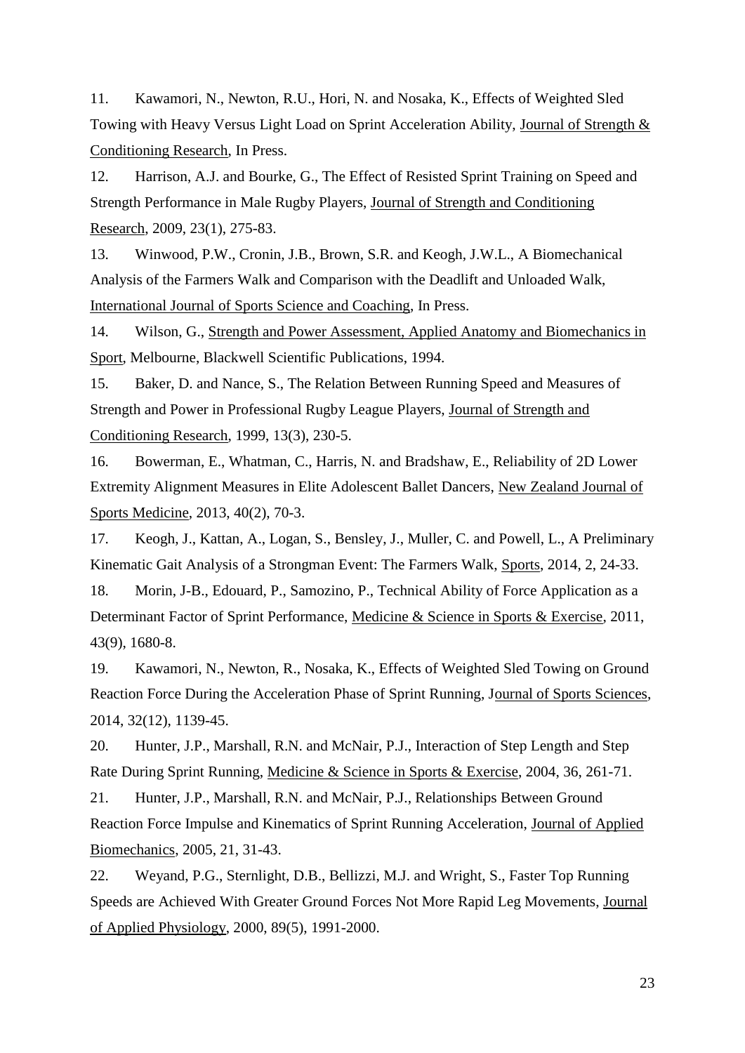11. Kawamori, N., Newton, R.U., Hori, N. and Nosaka, K., Effects of Weighted Sled Towing with Heavy Versus Light Load on Sprint Acceleration Ability, Journal of Strength & Conditioning Research, In Press.

12. Harrison, A.J. and Bourke, G., The Effect of Resisted Sprint Training on Speed and Strength Performance in Male Rugby Players, Journal of Strength and Conditioning Research, 2009, 23(1), 275-83.

13. Winwood, P.W., Cronin, J.B., Brown, S.R. and Keogh, J.W.L., A Biomechanical Analysis of the Farmers Walk and Comparison with the Deadlift and Unloaded Walk, International Journal of Sports Science and Coaching, In Press.

14. Wilson, G., Strength and Power Assessment, Applied Anatomy and Biomechanics in Sport, Melbourne, Blackwell Scientific Publications, 1994.

15. Baker, D. and Nance, S., The Relation Between Running Speed and Measures of Strength and Power in Professional Rugby League Players, Journal of Strength and Conditioning Research, 1999, 13(3), 230-5.

16. Bowerman, E., Whatman, C., Harris, N. and Bradshaw, E., Reliability of 2D Lower Extremity Alignment Measures in Elite Adolescent Ballet Dancers, New Zealand Journal of Sports Medicine, 2013, 40(2), 70-3.

17. Keogh, J., Kattan, A., Logan, S., Bensley, J., Muller, C. and Powell, L., A Preliminary Kinematic Gait Analysis of a Strongman Event: The Farmers Walk, Sports, 2014, 2, 24-33.

18. Morin, J-B., Edouard, P., Samozino, P., Technical Ability of Force Application as a Determinant Factor of Sprint Performance, Medicine & Science in Sports & Exercise, 2011, 43(9), 1680-8.

19. Kawamori, N., Newton, R., Nosaka, K., Effects of Weighted Sled Towing on Ground Reaction Force During the Acceleration Phase of Sprint Running, Journal of Sports Sciences, 2014, 32(12), 1139-45.

20. Hunter, J.P., Marshall, R.N. and McNair, P.J., Interaction of Step Length and Step Rate During Sprint Running, Medicine & Science in Sports & Exercise, 2004, 36, 261-71.

21. Hunter, J.P., Marshall, R.N. and McNair, P.J., Relationships Between Ground Reaction Force Impulse and Kinematics of Sprint Running Acceleration, Journal of Applied Biomechanics, 2005, 21, 31-43.

22. Weyand, P.G., Sternlight, D.B., Bellizzi, M.J. and Wright, S., Faster Top Running Speeds are Achieved With Greater Ground Forces Not More Rapid Leg Movements, Journal of Applied Physiology, 2000, 89(5), 1991-2000.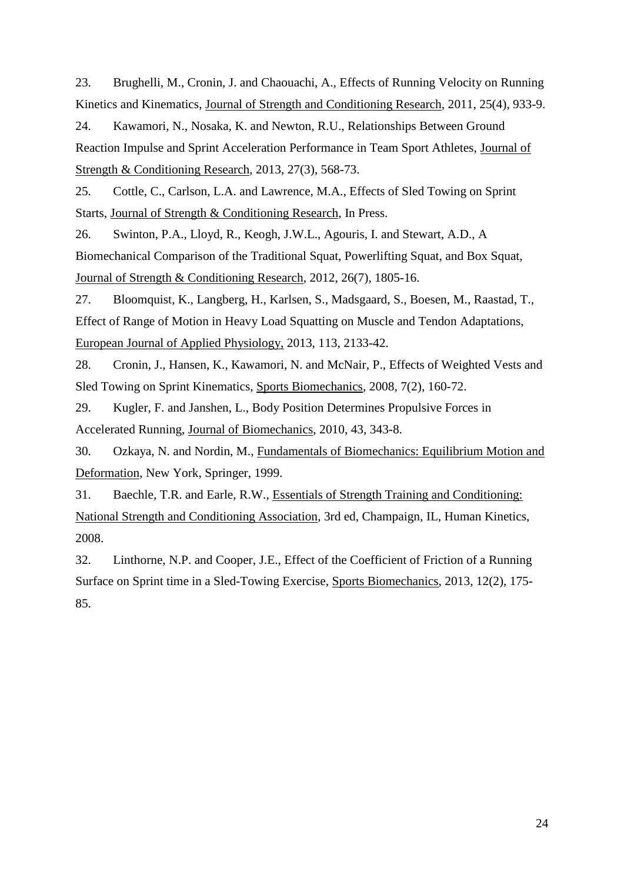23. Brughelli, M., Cronin, J. and Chaouachi, A., Effects of Running Velocity on Running Kinetics and Kinematics, Journal of Strength and Conditioning Research, 2011, 25(4), 933-9.

24. Kawamori, N., Nosaka, K. and Newton, R.U., Relationships Between Ground Reaction Impulse and Sprint Acceleration Performance in Team Sport Athletes, Journal of Strength & Conditioning Research, 2013, 27(3), 568-73.

25. Cottle, C., Carlson, L.A. and Lawrence, M.A., Effects of Sled Towing on Sprint Starts, Journal of Strength & Conditioning Research, In Press.

26. Swinton, P.A., Lloyd, R., Keogh, J.W.L., Agouris, I. and Stewart, A.D., A Biomechanical Comparison of the Traditional Squat, Powerlifting Squat, and Box Squat, Journal of Strength & Conditioning Research, 2012, 26(7), 1805-16.

27. Bloomquist, K., Langberg, H., Karlsen, S., Madsgaard, S., Boesen, M., Raastad, T., Effect of Range of Motion in Heavy Load Squatting on Muscle and Tendon Adaptations, European Journal of Applied Physiology, 2013, 113, 2133-42.

28. Cronin, J., Hansen, K., Kawamori, N. and McNair, P., Effects of Weighted Vests and Sled Towing on Sprint Kinematics, Sports Biomechanics, 2008, 7(2), 160-72.

29. Kugler, F. and Janshen, L., Body Position Determines Propulsive Forces in Accelerated Running, Journal of Biomechanics, 2010, 43, 343-8.

30. Ozkaya, N. and Nordin, M., Fundamentals of Biomechanics: Equilibrium Motion and Deformation, New York, Springer, 1999.

31. Baechle, T.R. and Earle, R.W., Essentials of Strength Training and Conditioning: National Strength and Conditioning Association, 3rd ed, Champaign, IL, Human Kinetics, 2008.

32. Linthorne, N.P. and Cooper, J.E., Effect of the Coefficient of Friction of a Running Surface on Sprint time in a Sled-Towing Exercise, Sports Biomechanics, 2013, 12(2), 175-85.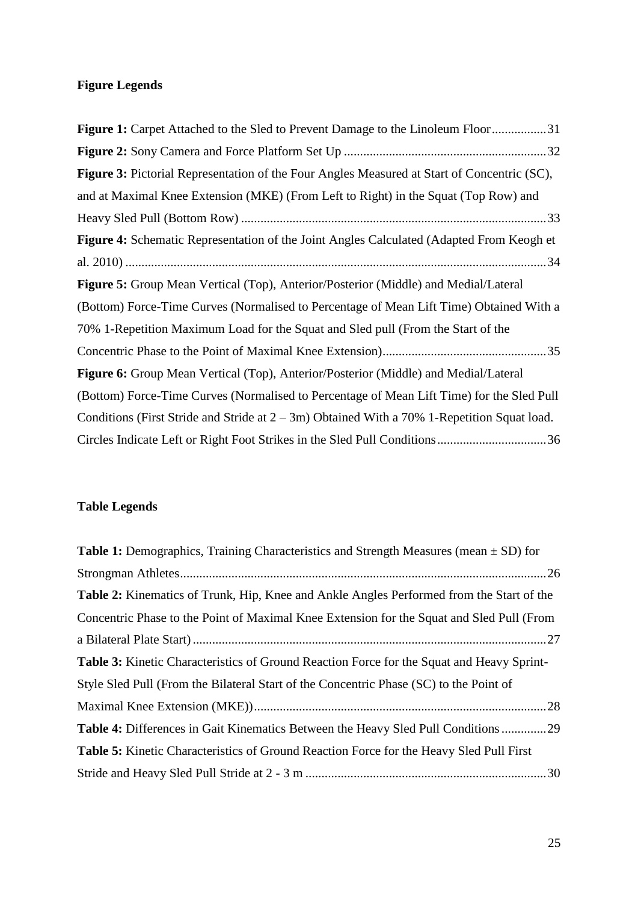**Figure Legends**

**Figure 1:** Carpet Attached to the Sled to Prevent Damage to the Linoleum Floor.................31

**Figure 2:** Sony Camera and Force Platform Set Up ..............................................................32

**Figure 3:** Pictorial Representation of the Four Angles Measured at Start of Concentric (SC), and at Maximal Knee Extension (MKE) (From Left to Right) in the Squat (Top Row) and Heavy Sled Pull (Bottom Row) ..............................................................................................33

**Figure 4:** Schematic Representation of the Joint Angles Calculated (Adapted From Keogh et al. 2010) ..................................................................................................................................34

**Figure 5:** Group Mean Vertical (Top), Anterior/Posterior (Middle) and Medial/Lateral (Bottom) Force-Time Curves (Normalised to Percentage of Mean Lift Time) Obtained With a 70% 1-Repetition Maximum Load for the Squat and Sled pull (From the Start of the Concentric Phase to the Point of Maximal Knee Extension)...................................................35

**Figure 6:** Group Mean Vertical (Top), Anterior/Posterior (Middle) and Medial/Lateral (Bottom) Force-Time Curves (Normalised to Percentage of Mean Lift Time) for the Sled Pull Conditions (First Stride and Stride at 2 – 3m) Obtained With a 70% 1-Repetition Squat load. Circles Indicate Left or Right Foot Strikes in the Sled Pull Conditions..................................36

**Table Legends**

**Table 1:** Demographics, Training Characteristics and Strength Measures (mean ± SD) for Strongman Athletes.................................................................................................................26

**Table 2:** Kinematics of Trunk, Hip, Knee and Ankle Angles Performed from the Start of the Concentric Phase to the Point of Maximal Knee Extension for the Squat and Sled Pull (From a Bilateral Plate Start).............................................................................................................27

**Table 3:** Kinetic Characteristics of Ground Reaction Force for the Squat and Heavy Sprint-Style Sled Pull (From the Bilateral Start of the Concentric Phase (SC) to the Point of Maximal Knee Extension (MKE))..........................................................................................28

**Table 4:** Differences in Gait Kinematics Between the Heavy Sled Pull Conditions ..............29

**Table 5:** Kinetic Characteristics of Ground Reaction Force for the Heavy Sled Pull First Stride and Heavy Sled Pull Stride at 2 - 3 m ..........................................................................30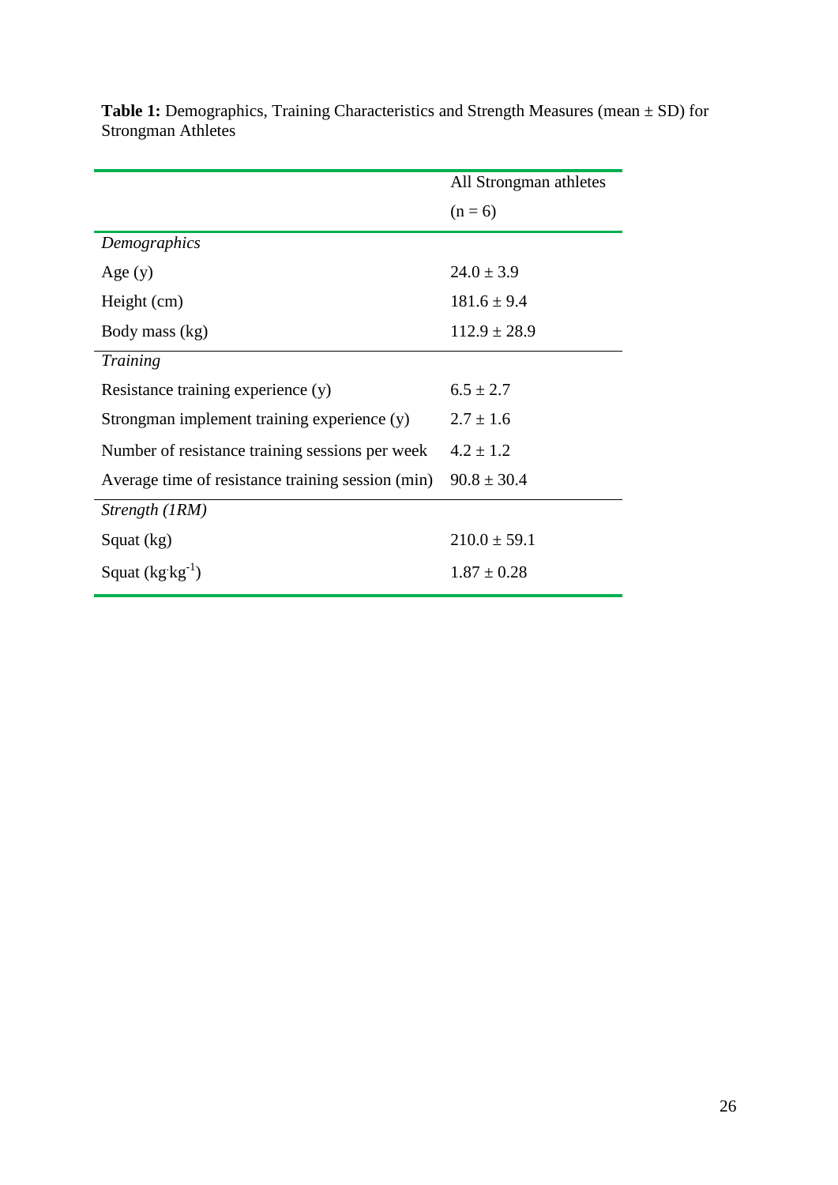**Table 1:** Demographics, Training Characteristics and Strength Measures (mean ± SD) for Strongman Athletes

| | All Strongman athletes (n = 6) |
|---|---|
| *Demographics* | |
| Age (y) | 24.0 ± 3.9 |
| Height (cm) | 181.6 ± 9.4 |
| Body mass (kg) | 112.9 ± 28.9 |
| *Training* | |
| Resistance training experience (y) | 6.5 ± 2.7 |
| Strongman implement training experience (y) | 2.7 ± 1.6 |
| Number of resistance training sessions per week | 4.2 ± 1.2 |
| Average time of resistance training session (min) | 90.8 ± 30.4 |
| *Strength (1RM)* | |
| Squat (kg) | 210.0 ± 59.1 |
| Squat ($kg \cdot kg^{-1}$) | 1.87 ± 0.28 |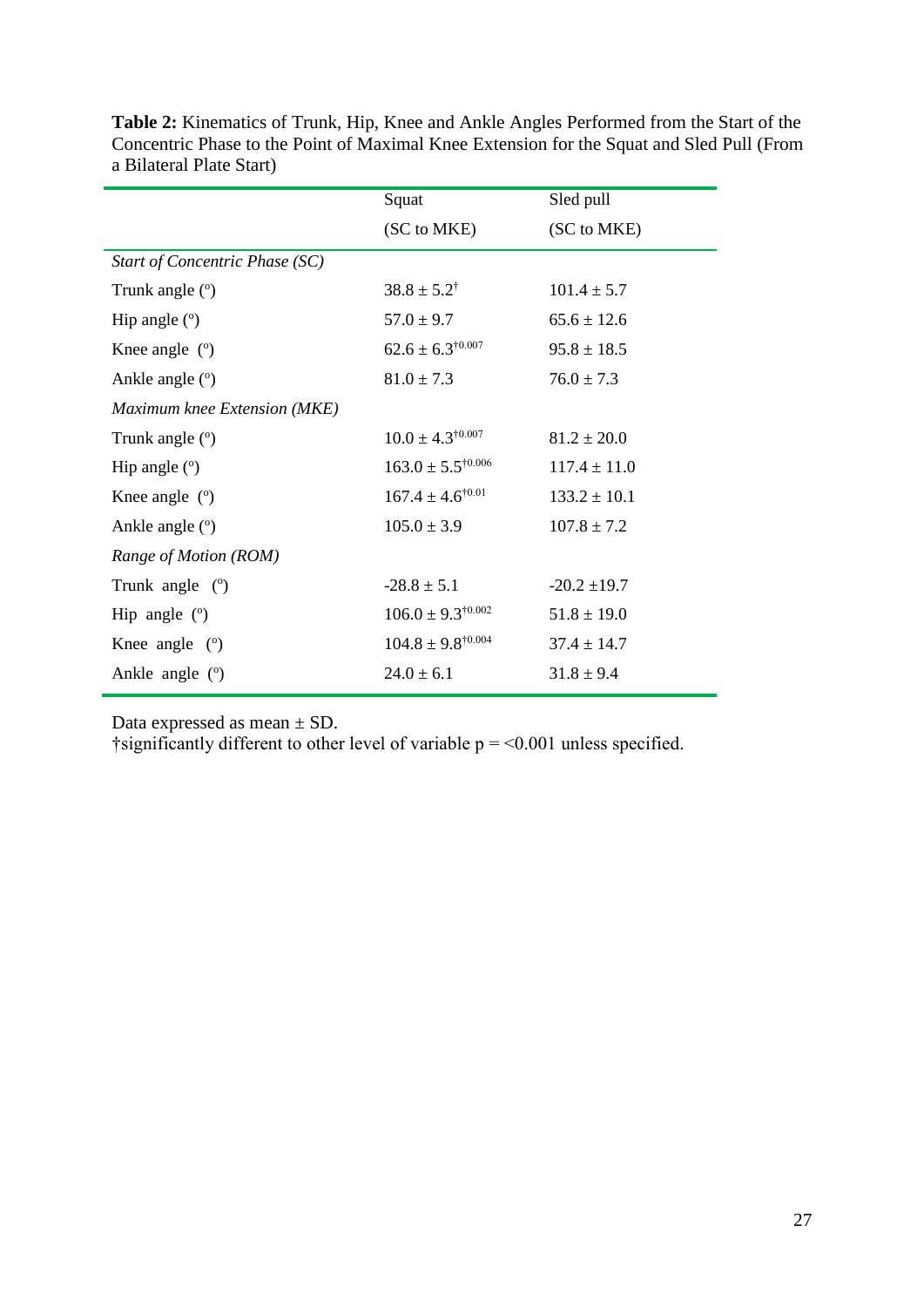**Table 2:** Kinematics of Trunk, Hip, Knee and Ankle Angles Performed from the Start of the Concentric Phase to the Point of Maximal Knee Extension for the Squat and Sled Pull (From a Bilateral Plate Start)

| | Squat (SC to MKE) | Sled pull (SC to MKE) |
|---|---|---|
| *Start of Concentric Phase (SC)* | | |
| Trunk angle (°) | $38.8 \pm 5.2^{\dagger}$ | $101.4 \pm 5.7$ |
| Hip angle (°) | $57.0 \pm 9.7$ | $65.6 \pm 12.6$ |
| Knee angle (°) | $62.6 \pm 6.3^{\dagger 0.007}$ | $95.8 \pm 18.5$ |
| Ankle angle (°) | $81.0 \pm 7.3$ | $76.0 \pm 7.3$ |
| *Maximum knee Extension (MKE)* | | |
| Trunk angle (°) | $10.0 \pm 4.3^{\dagger 0.007}$ | $81.2 \pm 20.0$ |
| Hip angle (°) | $163.0 \pm 5.5^{\dagger 0.006}$ | $117.4 \pm 11.0$ |
| Knee angle (°) | $167.4 \pm 4.6^{\dagger 0.01}$ | $133.2 \pm 10.1$ |
| Ankle angle (°) | $105.0 \pm 3.9$ | $107.8 \pm 7.2$ |
| *Range of Motion (ROM)* | | |
| Trunk angle (°) | $-28.8 \pm 5.1$ | $-20.2 \pm 19.7$ |
| Hip angle (°) | $106.0 \pm 9.3^{\dagger 0.002}$ | $51.8 \pm 19.0$ |
| Knee angle (°) | $104.8 \pm 9.8^{\dagger 0.004}$ | $37.4 \pm 14.7$ |
| Ankle angle (°) | $24.0 \pm 6.1$ | $31.8 \pm 9.4$ |

Data expressed as mean ± SD.
†significantly different to other level of variable $p = <0.001$ unless specified.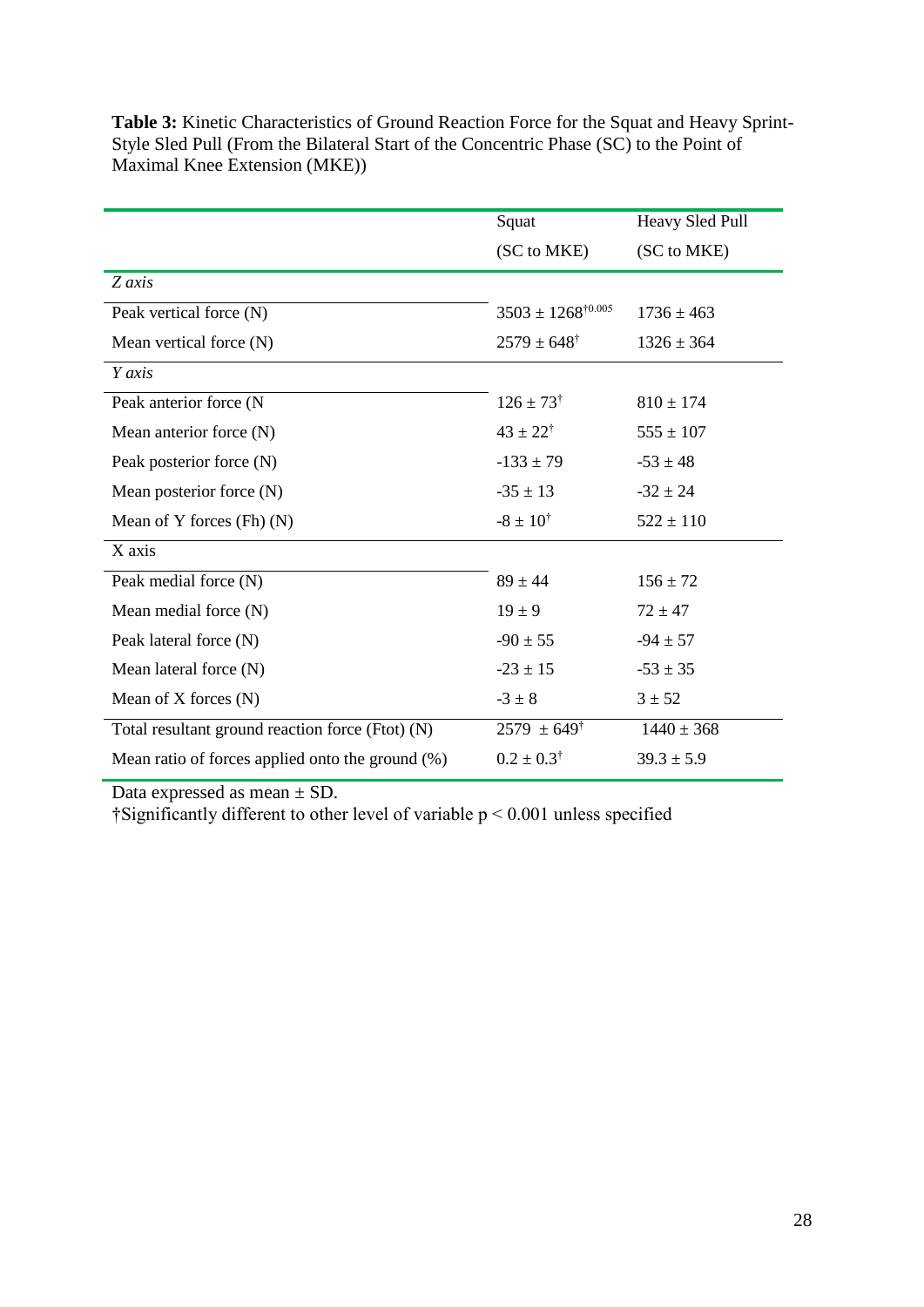**Table 3:** Kinetic Characteristics of Ground Reaction Force for the Squat and Heavy Sprint-Style Sled Pull (From the Bilateral Start of the Concentric Phase (SC) to the Point of Maximal Knee Extension (MKE))

| | Squat (SC to MKE) | Heavy Sled Pull (SC to MKE) |
|---|---|---|
| *Z axis* | | |
| Peak vertical force (N) | 3503 ± 1268$^{\dagger 0.005}$ | 1736 ± 463 |
| Mean vertical force (N) | 2579 ± 648$^{\dagger}$ | 1326 ± 364 |
| *Y axis* | | |
| Peak anterior force (N | 126 ± 73$^{\dagger}$ | 810 ± 174 |
| Mean anterior force (N) | 43 ± 22$^{\dagger}$ | 555 ± 107 |
| Peak posterior force (N) | -133 ± 79 | -53 ± 48 |
| Mean posterior force (N) | -35 ± 13 | -32 ± 24 |
| Mean of Y forces (Fh) (N) | -8 ± 10$^{\dagger}$ | 522 ± 110 |
| X axis | | |
| Peak medial force (N) | 89 ± 44 | 156 ± 72 |
| Mean medial force (N) | 19 ± 9 | 72 ± 47 |
| Peak lateral force (N) | -90 ± 55 | -94 ± 57 |
| Mean lateral force (N) | -23 ± 15 | -53 ± 35 |
| Mean of X forces (N) | -3 ± 8 | 3 ± 52 |
| Total resultant ground reaction force (Ftot) (N) | 2579 ± 649$^{\dagger}$ | 1440 ± 368 |
| Mean ratio of forces applied onto the ground (%) | 0.2 ± 0.3$^{\dagger}$ | 39.3 ± 5.9 |

Data expressed as mean ± SD.
†Significantly different to other level of variable $p < 0.001$ unless specified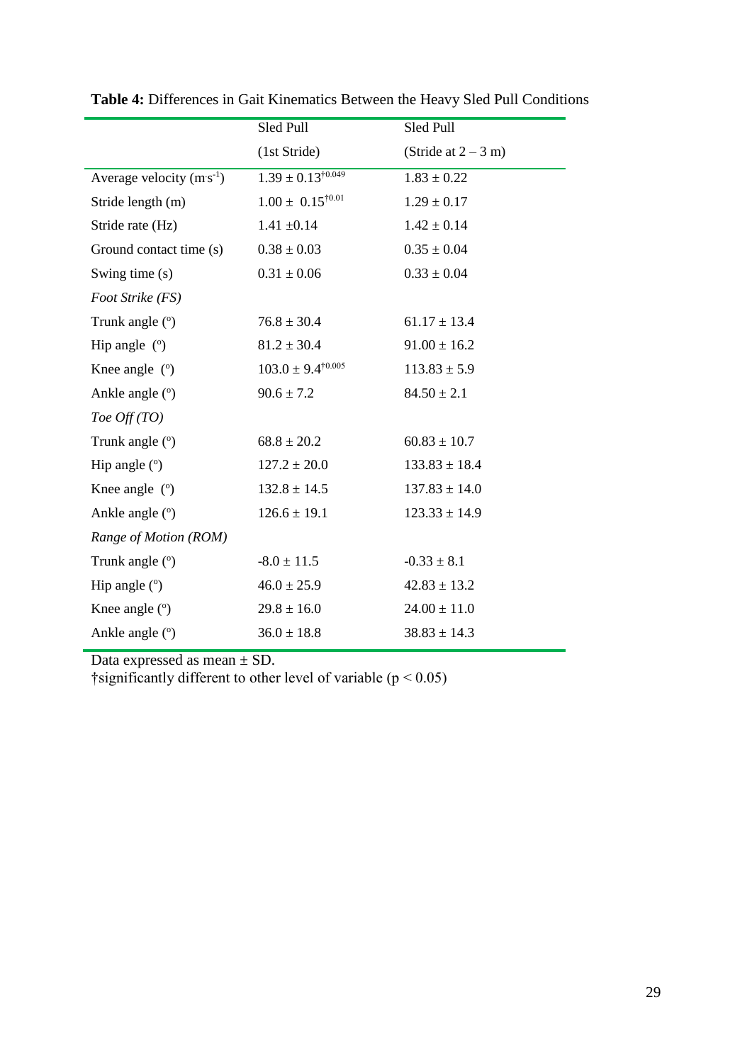**Table 4:** Differences in Gait Kinematics Between the Heavy Sled Pull Conditions

| | Sled Pull (1st Stride) | Sled Pull (Stride at 2 – 3 m) |
|---|---|---|
| Average velocity ($m \cdot s^{-1}$) | $1.39 \pm 0.13^{\dagger 0.049}$ | $1.83 \pm 0.22$ |
| Stride length (m) | $1.00 \pm 0.15^{\dagger 0.01}$ | $1.29 \pm 0.17$ |
| Stride rate (Hz) | $1.41 \pm 0.14$ | $1.42 \pm 0.14$ |
| Ground contact time (s) | $0.38 \pm 0.03$ | $0.35 \pm 0.04$ |
| Swing time (s) | $0.31 \pm 0.06$ | $0.33 \pm 0.04$ |
| *Foot Strike (FS)* | | |
| Trunk angle (°) | $76.8 \pm 30.4$ | $61.17 \pm 13.4$ |
| Hip angle (°) | $81.2 \pm 30.4$ | $91.00 \pm 16.2$ |
| Knee angle (°) | $103.0 \pm 9.4^{\dagger 0.005}$ | $113.83 \pm 5.9$ |
| Ankle angle (°) | $90.6 \pm 7.2$ | $84.50 \pm 2.1$ |
| *Toe Off (TO)* | | |
| Trunk angle (°) | $68.8 \pm 20.2$ | $60.83 \pm 10.7$ |
| Hip angle (°) | $127.2 \pm 20.0$ | $133.83 \pm 18.4$ |
| Knee angle (°) | $132.8 \pm 14.5$ | $137.83 \pm 14.0$ |
| Ankle angle (°) | $126.6 \pm 19.1$ | $123.33 \pm 14.9$ |
| *Range of Motion (ROM)* | | |
| Trunk angle (°) | $-8.0 \pm 11.5$ | $-0.33 \pm 8.1$ |
| Hip angle (°) | $46.0 \pm 25.9$ | $42.83 \pm 13.2$ |
| Knee angle (°) | $29.8 \pm 16.0$ | $24.00 \pm 11.0$ |
| Ankle angle (°) | $36.0 \pm 18.8$ | $38.83 \pm 14.3$ |

Data expressed as mean ± SD.
†significantly different to other level of variable ($p < 0.05$)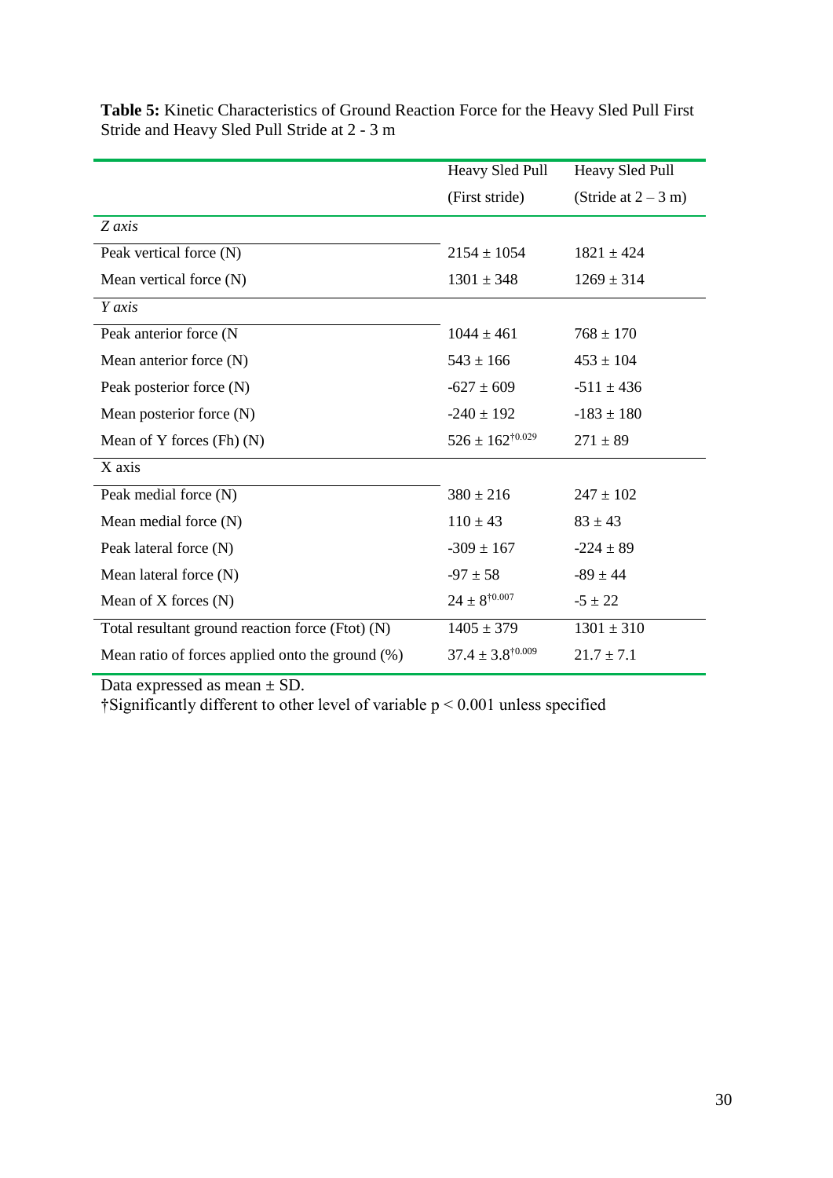**Table 5:** Kinetic Characteristics of Ground Reaction Force for the Heavy Sled Pull First Stride and Heavy Sled Pull Stride at 2 - 3 m

| | Heavy Sled Pull (First stride) | Heavy Sled Pull (Stride at 2 – 3 m) |
|---|---|---|
| *Z axis* | | |
| Peak vertical force (N) | 2154 ± 1054 | 1821 ± 424 |
| Mean vertical force (N) | 1301 ± 348 | 1269 ± 314 |
| *Y axis* | | |
| Peak anterior force (N | 1044 ± 461 | 768 ± 170 |
| Mean anterior force (N) | 543 ± 166 | 453 ± 104 |
| Peak posterior force (N) | -627 ± 609 | -511 ± 436 |
| Mean posterior force (N) | -240 ± 192 | -183 ± 180 |
| Mean of Y forces (Fh) (N) | 526 ± 162$^{†0.029}$ | 271 ± 89 |
| X axis | | |
| Peak medial force (N) | 380 ± 216 | 247 ± 102 |
| Mean medial force (N) | 110 ± 43 | 83 ± 43 |
| Peak lateral force (N) | -309 ± 167 | -224 ± 89 |
| Mean lateral force (N) | -97 ± 58 | -89 ± 44 |
| Mean of X forces (N) | 24 ± 8$^{†0.007}$ | -5 ± 22 |
| Total resultant ground reaction force (Ftot) (N) | 1405 ± 379 | 1301 ± 310 |
| Mean ratio of forces applied onto the ground (%) | 37.4 ± 3.8$^{†0.009}$ | 21.7 ± 7.1 |

Data expressed as mean ± SD.
†Significantly different to other level of variable $p < 0.001$ unless specified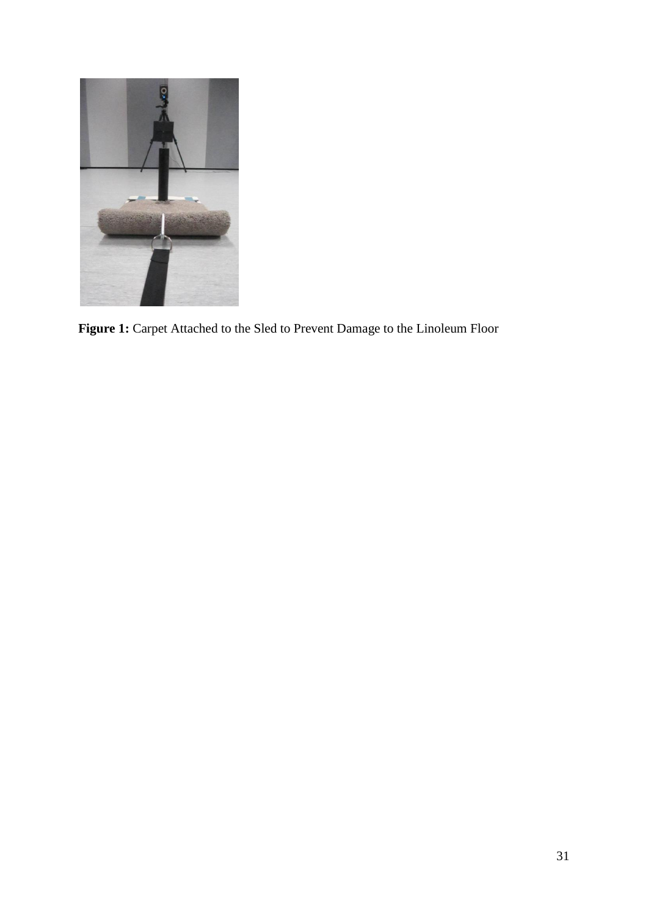**Figure 1:** Carpet Attached to the Sled to Prevent Damage to the Linoleum Floor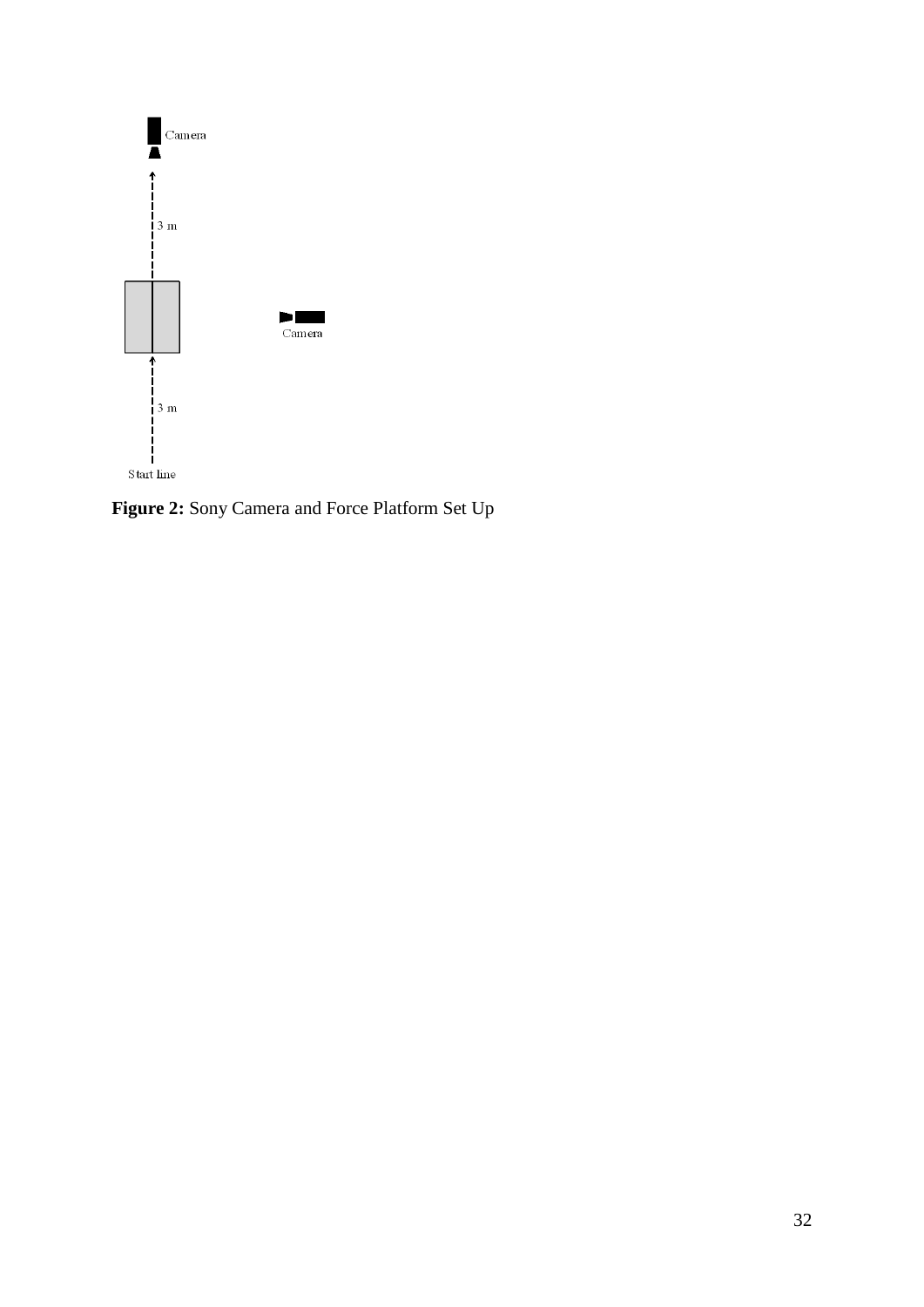Camera

3 m

Camera

3 m

Start line

**Figure 2:** Sony Camera and Force Platform Set Up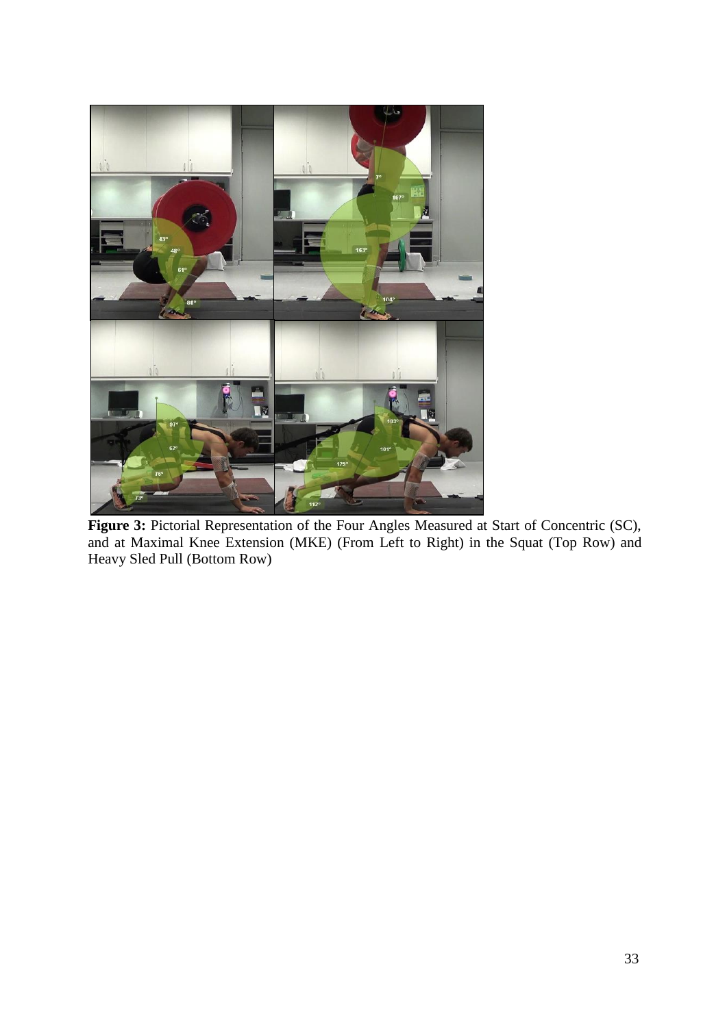**Figure 3:** Pictorial Representation of the Four Angles Measured at Start of Concentric (SC), and at Maximal Knee Extension (MKE) (From Left to Right) in the Squat (Top Row) and Heavy Sled Pull (Bottom Row)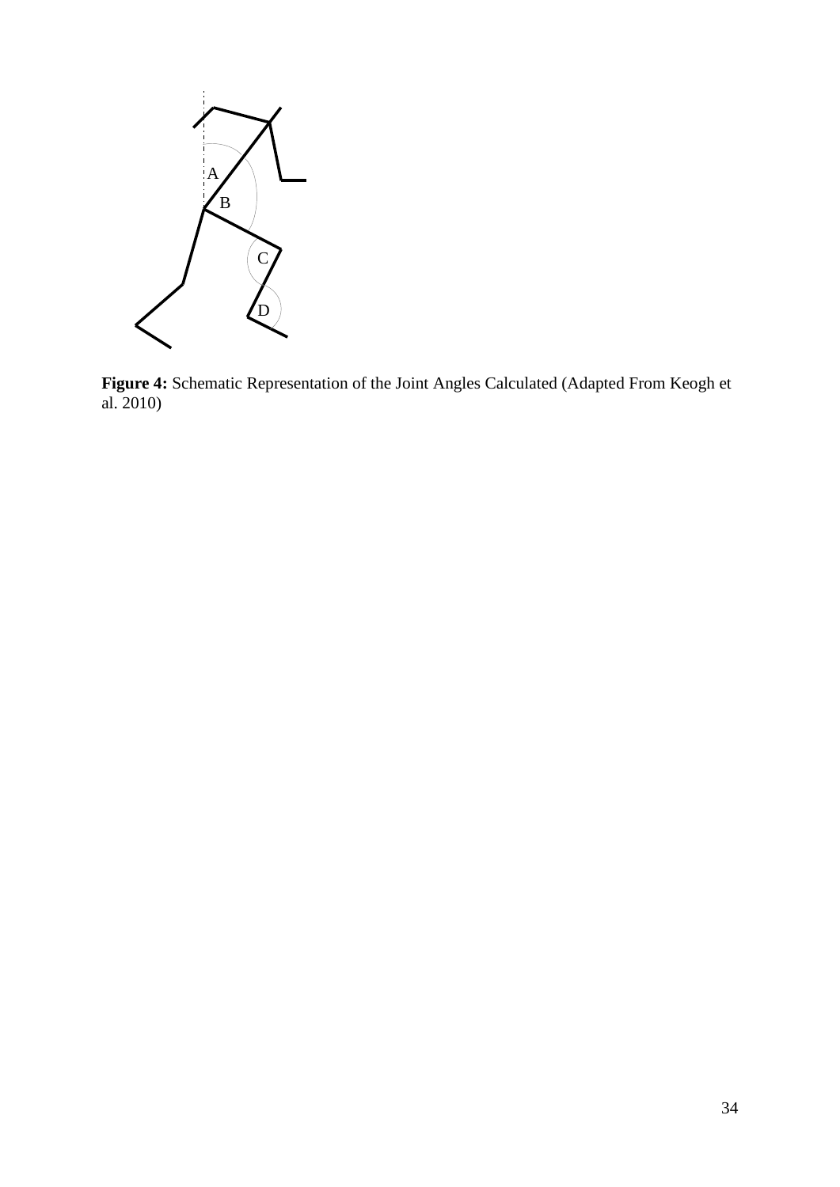A

B

C

D

**Figure 4:** Schematic Representation of the Joint Angles Calculated (Adapted From Keogh et al. 2010)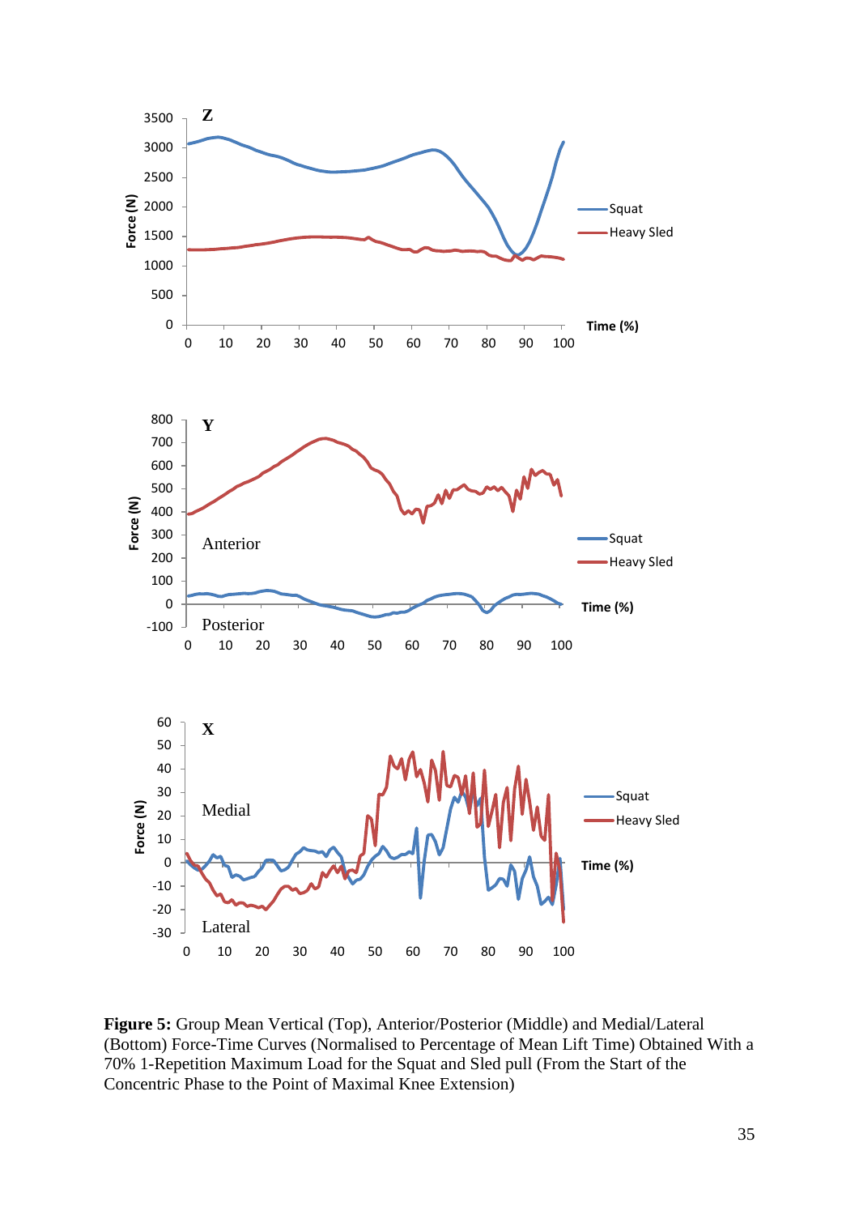**Figure 5:** Group Mean Vertical (Top), Anterior/Posterior (Middle) and Medial/Lateral (Bottom) Force-Time Curves (Normalised to Percentage of Mean Lift Time) Obtained With a 70% 1-Repetition Maximum Load for the Squat and Sled pull (From the Start of the Concentric Phase to the Point of Maximal Knee Extension)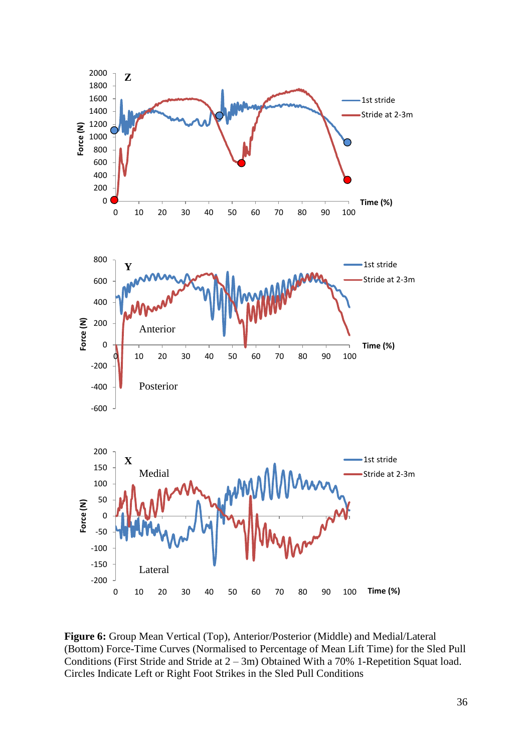Z

2000
1800
1600
1400
1200
1000
800
600
400
200
0

Force (N)

0 10 20 30 40 50 60 70 80 90 100

Time (%)

1st stride
Stride at 2-3m

Y

800
600
400
200
0
-200
-400
-600

Force (N)

Anterior

Posterior

0 10 20 30 40 50 60 70 80 90 100

Time (%)

1st stride
Stride at 2-3m

X

200
150
100
50
0
-50
-100
-150
-200

Force (N)

Medial

Lateral

0 10 20 30 40 50 60 70 80 90 100

Time (%)

1st stride
Stride at 2-3m

**Figure 6:** Group Mean Vertical (Top), Anterior/Posterior (Middle) and Medial/Lateral (Bottom) Force-Time Curves (Normalised to Percentage of Mean Lift Time) for the Sled Pull Conditions (First Stride and Stride at 2 – 3m) Obtained With a 70% 1-Repetition Squat load. Circles Indicate Left or Right Foot Strikes in the Sled Pull Conditions